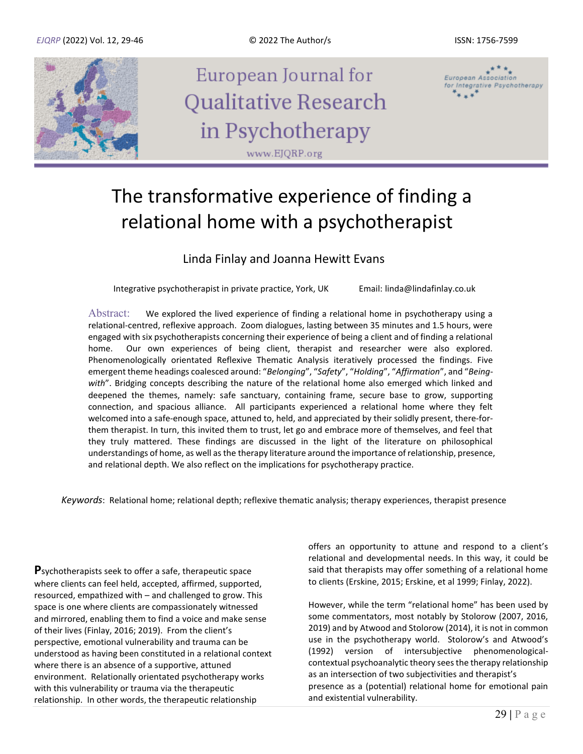# The transformative experience of finding a relational home with a psychotherapist

Linda Finlay and Joanna Hewitt Evans

Integrative psychotherapist in private practice, York, UK Email: linda@lindafinlay.co.uk

**Abstract:** We explored the lived experience of finding a relational home in psychotherapy using a relational-centred, reflexive approach. Zoom dialogues, lasting between 35 minutes and 1.5 hours, were engaged with six psychotherapists concerning their experience of being a client and of finding a relational home. Our own experiences of being client, therapist and researcher were also explored. Phenomenologically orientated Reflexive Thematic Analysis iteratively processed the findings. Five emergent theme headings coalesced around: "*Belonging*", "*Safety*", "*Holding*", "*Affirmation*", and "*Being-with*". Bridging concepts describing the nature of the relational home also emerged which linked and deepened the themes, namely: safe sanctuary, containing frame, secure base to grow, supporting connection, and spacious alliance. All participants experienced a relational home where they felt welcomed into a safe-enough space, attuned to, held, and appreciated by their solidly present, there-for-them therapist. In turn, this invited them to trust, let go and embrace more of themselves, and feel that they truly mattered. These findings are discussed in the light of the literature on philosophical understandings of home, as well as the therapy literature around the importance of relationship, presence, and relational depth. We also reflect on the implications for psychotherapy practice.

*Keywords*: Relational home; relational depth; reflexive thematic analysis; therapy experiences, therapist presence

**P**sychotherapists seek to offer a safe, therapeutic space where clients can feel held, accepted, affirmed, supported, resourced, empathized with – and challenged to grow. This space is one where clients are compassionately witnessed and mirrored, enabling them to find a voice and make sense of their lives (Finlay, 2016; 2019). From the client's perspective, emotional vulnerability and trauma can be understood as having been constituted in a relational context where there is an absence of a supportive, attuned environment. Relationally orientated psychotherapy works with this vulnerability or trauma via the therapeutic relationship. In other words, the therapeutic relationship offers an opportunity to attune and respond to a client's relational and developmental needs. In this way, it could be said that therapists may offer something of a relational home to clients (Erskine, 2015; Erskine, et al 1999; Finlay, 2022).

However, while the term "relational home" has been used by some commentators, most notably by Stolorow (2007, 2016, 2019) and by Atwood and Stolorow (2014), it is not in common use in the psychotherapy world. Stolorow's and Atwood's (1992) version of intersubjective phenomenological-contextual psychoanalytic theory sees the therapy relationship as an intersection of two subjectivities and therapist's presence as a (potential) relational home for emotional pain and existential vulnerability.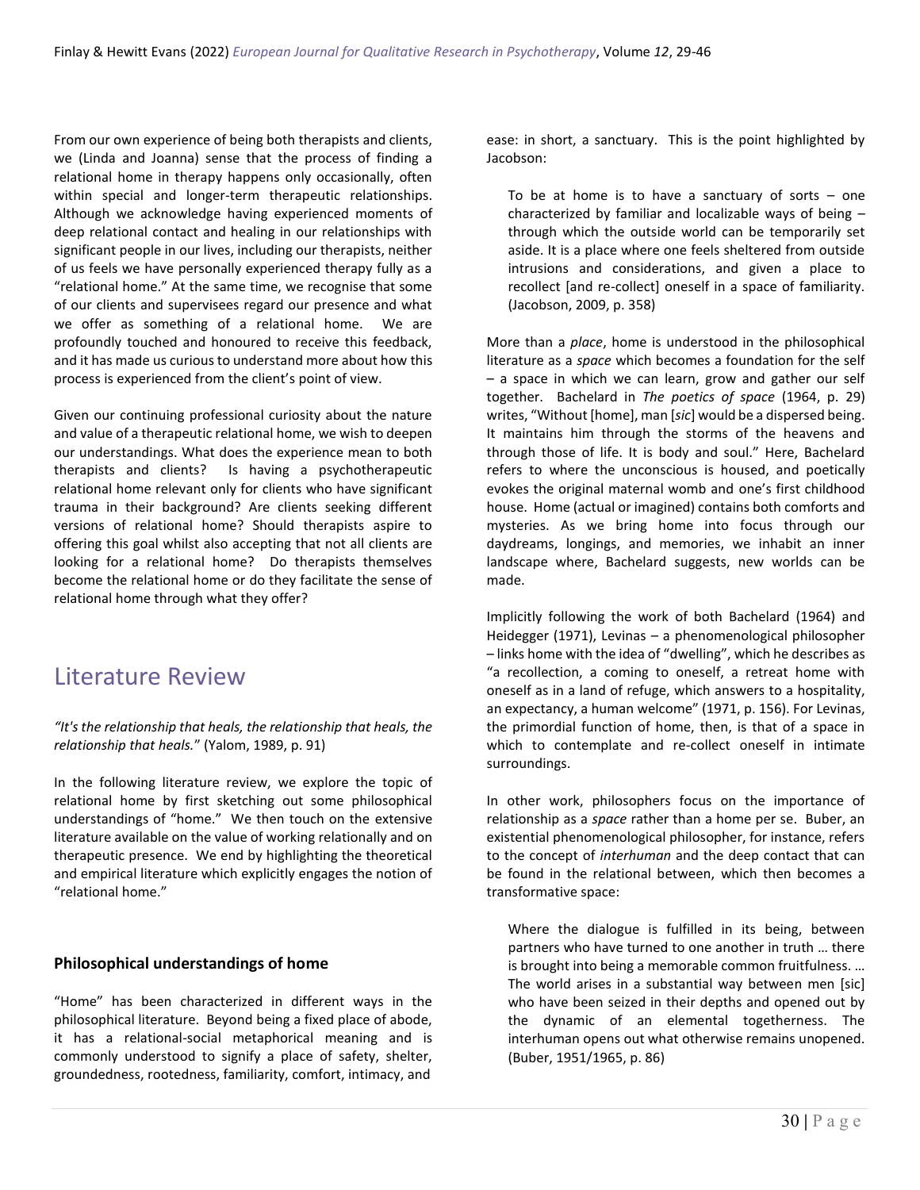From our own experience of being both therapists and clients, we (Linda and Joanna) sense that the process of finding a relational home in therapy happens only occasionally, often within special and longer-term therapeutic relationships. Although we acknowledge having experienced moments of deep relational contact and healing in our relationships with significant people in our lives, including our therapists, neither of us feels we have personally experienced therapy fully as a "relational home." At the same time, we recognise that some of our clients and supervisees regard our presence and what we offer as something of a relational home. We are profoundly touched and honoured to receive this feedback, and it has made us curious to understand more about how this process is experienced from the client's point of view.

Given our continuing professional curiosity about the nature and value of a therapeutic relational home, we wish to deepen our understandings. What does the experience mean to both therapists and clients? Is having a psychotherapeutic relational home relevant only for clients who have significant trauma in their background? Are clients seeking different versions of relational home? Should therapists aspire to offering this goal whilst also accepting that not all clients are looking for a relational home? Do therapists themselves become the relational home or do they facilitate the sense of relational home through what they offer?

## Literature Review

*"It's the relationship that heals, the relationship that heals, the relationship that heals."* (Yalom, 1989, p. 91)

In the following literature review, we explore the topic of relational home by first sketching out some philosophical understandings of "home." We then touch on the extensive literature available on the value of working relationally and on therapeutic presence. We end by highlighting the theoretical and empirical literature which explicitly engages the notion of "relational home."

### Philosophical understandings of home

"Home" has been characterized in different ways in the philosophical literature. Beyond being a fixed place of abode, it has a relational-social metaphorical meaning and is commonly understood to signify a place of safety, shelter, groundedness, rootedness, familiarity, comfort, intimacy, and ease: in short, a sanctuary. This is the point highlighted by Jacobson:

> To be at home is to have a sanctuary of sorts – one characterized by familiar and localizable ways of being – through which the outside world can be temporarily set aside. It is a place where one feels sheltered from outside intrusions and considerations, and given a place to recollect [and re-collect] oneself in a space of familiarity. (Jacobson, 2009, p. 358)

More than a *place*, home is understood in the philosophical literature as a *space* which becomes a foundation for the self – a space in which we can learn, grow and gather our self together. Bachelard in *The poetics of space* (1964, p. 29) writes, "Without [home], man [*sic*] would be a dispersed being. It maintains him through the storms of the heavens and through those of life. It is body and soul." Here, Bachelard refers to where the unconscious is housed, and poetically evokes the original maternal womb and one's first childhood house. Home (actual or imagined) contains both comforts and mysteries. As we bring home into focus through our daydreams, longings, and memories, we inhabit an inner landscape where, Bachelard suggests, new worlds can be made.

Implicitly following the work of both Bachelard (1964) and Heidegger (1971), Levinas – a phenomenological philosopher – links home with the idea of "dwelling", which he describes as "a recollection, a coming to oneself, a retreat home with oneself as in a land of refuge, which answers to a hospitality, an expectancy, a human welcome" (1971, p. 156). For Levinas, the primordial function of home, then, is that of a space in which to contemplate and re-collect oneself in intimate surroundings.

In other work, philosophers focus on the importance of relationship as a *space* rather than a home per se. Buber, an existential phenomenological philosopher, for instance, refers to the concept of *interhuman* and the deep contact that can be found in the relational between, which then becomes a transformative space:

> Where the dialogue is fulfilled in its being, between partners who have turned to one another in truth … there is brought into being a memorable common fruitfulness. … The world arises in a substantial way between men [sic] who have been seized in their depths and opened out by the dynamic of an elemental togetherness. The interhuman opens out what otherwise remains unopened. (Buber, 1951/1965, p. 86)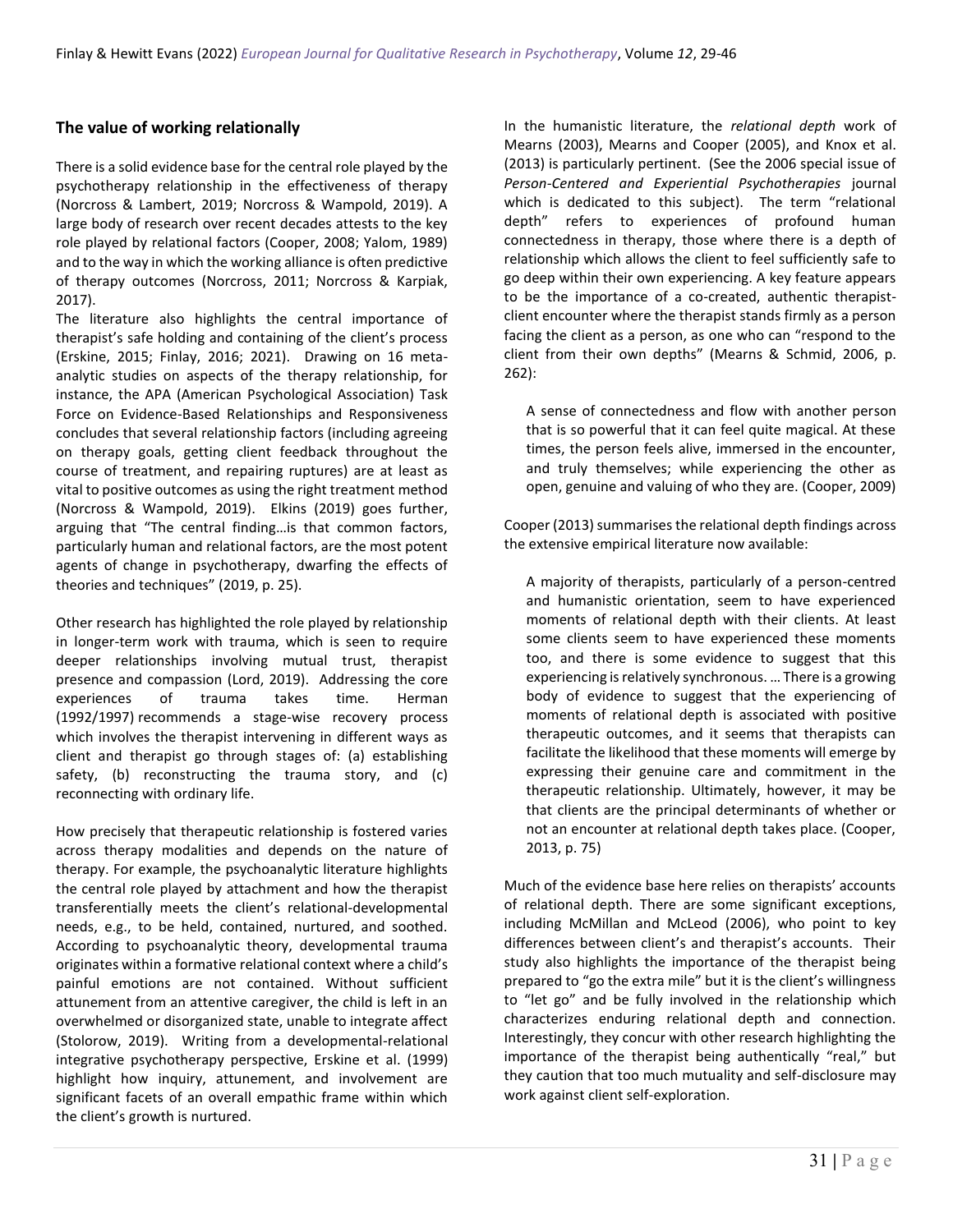## The value of working relationally

There is a solid evidence base for the central role played by the psychotherapy relationship in the effectiveness of therapy (Norcross & Lambert, 2019; Norcross & Wampold, 2019). A large body of research over recent decades attests to the key role played by relational factors (Cooper, 2008; Yalom, 1989) and to the way in which the working alliance is often predictive of therapy outcomes (Norcross, 2011; Norcross & Karpiak, 2017).

The literature also highlights the central importance of therapist's safe holding and containing of the client's process (Erskine, 2015; Finlay, 2016; 2021). Drawing on 16 meta-analytic studies on aspects of the therapy relationship, for instance, the APA (American Psychological Association) Task Force on Evidence-Based Relationships and Responsiveness concludes that several relationship factors (including agreeing on therapy goals, getting client feedback throughout the course of treatment, and repairing ruptures) are at least as vital to positive outcomes as using the right treatment method (Norcross & Wampold, 2019). Elkins (2019) goes further, arguing that "The central finding…is that common factors, particularly human and relational factors, are the most potent agents of change in psychotherapy, dwarfing the effects of theories and techniques" (2019, p. 25).

Other research has highlighted the role played by relationship in longer-term work with trauma, which is seen to require deeper relationships involving mutual trust, therapist presence and compassion (Lord, 2019). Addressing the core experiences of trauma takes time. Herman (1992/1997) recommends a stage-wise recovery process which involves the therapist intervening in different ways as client and therapist go through stages of: (a) establishing safety, (b) reconstructing the trauma story, and (c) reconnecting with ordinary life.

How precisely that therapeutic relationship is fostered varies across therapy modalities and depends on the nature of therapy. For example, the psychoanalytic literature highlights the central role played by attachment and how the therapist transferentially meets the client's relational-developmental needs, e.g., to be held, contained, nurtured, and soothed. According to psychoanalytic theory, developmental trauma originates within a formative relational context where a child's painful emotions are not contained. Without sufficient attunement from an attentive caregiver, the child is left in an overwhelmed or disorganized state, unable to integrate affect (Stolorow, 2019). Writing from a developmental-relational integrative psychotherapy perspective, Erskine et al. (1999) highlight how inquiry, attunement, and involvement are significant facets of an overall empathic frame within which the client's growth is nurtured.

In the humanistic literature, the *relational depth* work of Mearns (2003), Mearns and Cooper (2005), and Knox et al. (2013) is particularly pertinent. (See the 2006 special issue of *Person-Centered and Experiential Psychotherapies* journal which is dedicated to this subject). The term "relational depth" refers to experiences of profound human connectedness in therapy, those where there is a depth of relationship which allows the client to feel sufficiently safe to go deep within their own experiencing. A key feature appears to be the importance of a co-created, authentic therapist-client encounter where the therapist stands firmly as a person facing the client as a person, as one who can "respond to the client from their own depths" (Mearns & Schmid, 2006, p. 262):

> A sense of connectedness and flow with another person that is so powerful that it can feel quite magical. At these times, the person feels alive, immersed in the encounter, and truly themselves; while experiencing the other as open, genuine and valuing of who they are. (Cooper, 2009)

Cooper (2013) summarises the relational depth findings across the extensive empirical literature now available:

> A majority of therapists, particularly of a person-centred and humanistic orientation, seem to have experienced moments of relational depth with their clients. At least some clients seem to have experienced these moments too, and there is some evidence to suggest that this experiencing is relatively synchronous. … There is a growing body of evidence to suggest that the experiencing of moments of relational depth is associated with positive therapeutic outcomes, and it seems that therapists can facilitate the likelihood that these moments will emerge by expressing their genuine care and commitment in the therapeutic relationship. Ultimately, however, it may be that clients are the principal determinants of whether or not an encounter at relational depth takes place. (Cooper, 2013, p. 75)

Much of the evidence base here relies on therapists' accounts of relational depth. There are some significant exceptions, including McMillan and McLeod (2006), who point to key differences between client's and therapist's accounts. Their study also highlights the importance of the therapist being prepared to "go the extra mile" but it is the client's willingness to "let go" and be fully involved in the relationship which characterizes enduring relational depth and connection. Interestingly, they concur with other research highlighting the importance of the therapist being authentically "real," but they caution that too much mutuality and self-disclosure may work against client self-exploration.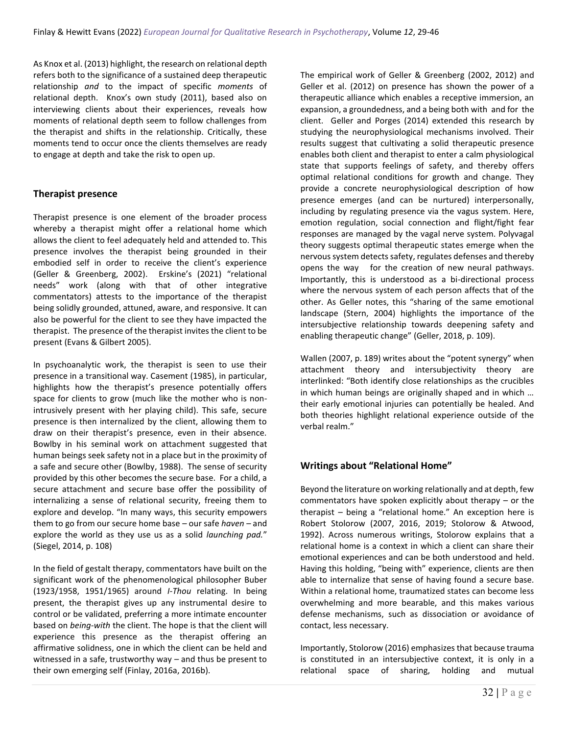As Knox et al. (2013) highlight, the research on relational depth refers both to the significance of a sustained deep therapeutic relationship *and* to the impact of specific *moments* of relational depth. Knox's own study (2011), based also on interviewing clients about their experiences, reveals how moments of relational depth seem to follow challenges from the therapist and shifts in the relationship. Critically, these moments tend to occur once the clients themselves are ready to engage at depth and take the risk to open up.

## Therapist presence

Therapist presence is one element of the broader process whereby a therapist might offer a relational home which allows the client to feel adequately held and attended to. This presence involves the therapist being grounded in their embodied self in order to receive the client's experience (Geller & Greenberg, 2002). Erskine's (2021) "relational needs" work (along with that of other integrative commentators) attests to the importance of the therapist being solidly grounded, attuned, aware, and responsive. It can also be powerful for the client to see they have impacted the therapist. The presence of the therapist invites the client to be present (Evans & Gilbert 2005).

In psychoanalytic work, the therapist is seen to use their presence in a transitional way. Casement (1985), in particular, highlights how the therapist's presence potentially offers space for clients to grow (much like the mother who is non-intrusively present with her playing child). This safe, secure presence is then internalized by the client, allowing them to draw on their therapist's presence, even in their absence. Bowlby in his seminal work on attachment suggested that human beings seek safety not in a place but in the proximity of a safe and secure other (Bowlby, 1988). The sense of security provided by this other becomes the secure base. For a child, a secure attachment and secure base offer the possibility of internalizing a sense of relational security, freeing them to explore and develop. "In many ways, this security empowers them to go from our secure home base – our safe *haven* – and explore the world as they use us as a solid *launching pad.*" (Siegel, 2014, p. 108)

In the field of gestalt therapy, commentators have built on the significant work of the phenomenological philosopher Buber (1923/1958, 1951/1965) around *I-Thou* relating. In being present, the therapist gives up any instrumental desire to control or be validated, preferring a more intimate encounter based on *being-with* the client. The hope is that the client will experience this presence as the therapist offering an affirmative solidness, one in which the client can be held and witnessed in a safe, trustworthy way – and thus be present to their own emerging self (Finlay, 2016a, 2016b).

The empirical work of Geller & Greenberg (2002, 2012) and Geller et al. (2012) on presence has shown the power of a therapeutic alliance which enables a receptive immersion, an expansion, a groundedness, and a being both with and for the client. Geller and Porges (2014) extended this research by studying the neurophysiological mechanisms involved. Their results suggest that cultivating a solid therapeutic presence enables both client and therapist to enter a calm physiological state that supports feelings of safety, and thereby offers optimal relational conditions for growth and change. They provide a concrete neurophysiological description of how presence emerges (and can be nurtured) interpersonally, including by regulating presence via the vagus system. Here, emotion regulation, social connection and flight/fight fear responses are managed by the vagal nerve system. Polyvagal theory suggests optimal therapeutic states emerge when the nervous system detects safety, regulates defenses and thereby opens the way for the creation of new neural pathways. Importantly, this is understood as a bi-directional process where the nervous system of each person affects that of the other. As Geller notes, this "sharing of the same emotional landscape (Stern, 2004) highlights the importance of the intersubjective relationship towards deepening safety and enabling therapeutic change" (Geller, 2018, p. 109).

Wallen (2007, p. 189) writes about the "potent synergy" when attachment theory and intersubjectivity theory are interlinked: "Both identify close relationships as the crucibles in which human beings are originally shaped and in which … their early emotional injuries can potentially be healed. And both theories highlight relational experience outside of the verbal realm."

## Writings about "Relational Home"

Beyond the literature on working relationally and at depth, few commentators have spoken explicitly about therapy – or the therapist – being a "relational home." An exception here is Robert Stolorow (2007, 2016, 2019; Stolorow & Atwood, 1992). Across numerous writings, Stolorow explains that a relational home is a context in which a client can share their emotional experiences and can be both understood and held. Having this holding, "being with" experience, clients are then able to internalize that sense of having found a secure base. Within a relational home, traumatized states can become less overwhelming and more bearable, and this makes various defense mechanisms, such as dissociation or avoidance of contact, less necessary.

Importantly, Stolorow (2016) emphasizes that because trauma is constituted in an intersubjective context, it is only in a relational space of sharing, holding and mutual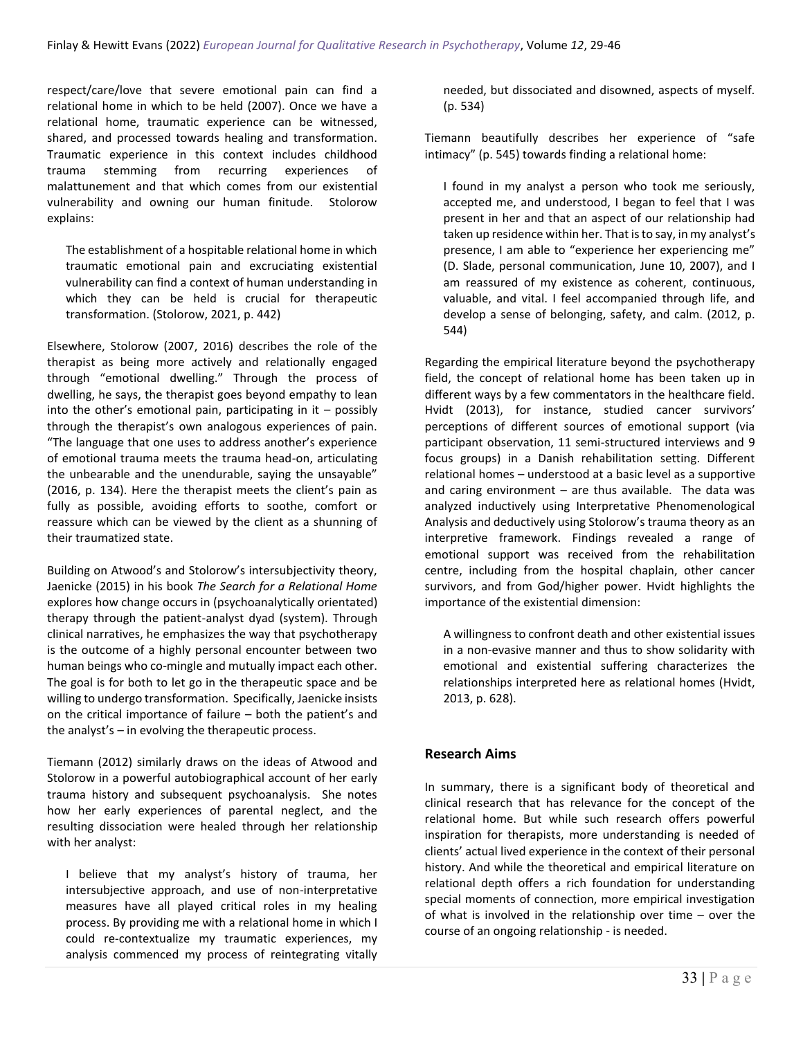respect/care/love that severe emotional pain can find a relational home in which to be held (2007). Once we have a relational home, traumatic experience can be witnessed, shared, and processed towards healing and transformation. Traumatic experience in this context includes childhood trauma stemming from recurring experiences of malattunement and that which comes from our existential vulnerability and owning our human finitude. Stolorow explains:

> The establishment of a hospitable relational home in which traumatic emotional pain and excruciating existential vulnerability can find a context of human understanding in which they can be held is crucial for therapeutic transformation. (Stolorow, 2021, p. 442)

Elsewhere, Stolorow (2007, 2016) describes the role of the therapist as being more actively and relationally engaged through "emotional dwelling." Through the process of dwelling, he says, the therapist goes beyond empathy to lean into the other's emotional pain, participating in it – possibly through the therapist's own analogous experiences of pain. "The language that one uses to address another's experience of emotional trauma meets the trauma head-on, articulating the unbearable and the unendurable, saying the unsayable" (2016, p. 134). Here the therapist meets the client's pain as fully as possible, avoiding efforts to soothe, comfort or reassure which can be viewed by the client as a shunning of their traumatized state.

Building on Atwood's and Stolorow's intersubjectivity theory, Jaenicke (2015) in his book *The Search for a Relational Home* explores how change occurs in (psychoanalytically orientated) therapy through the patient-analyst dyad (system). Through clinical narratives, he emphasizes the way that psychotherapy is the outcome of a highly personal encounter between two human beings who co-mingle and mutually impact each other. The goal is for both to let go in the therapeutic space and be willing to undergo transformation. Specifically, Jaenicke insists on the critical importance of failure – both the patient's and the analyst's – in evolving the therapeutic process.

Tiemann (2012) similarly draws on the ideas of Atwood and Stolorow in a powerful autobiographical account of her early trauma history and subsequent psychoanalysis. She notes how her early experiences of parental neglect, and the resulting dissociation were healed through her relationship with her analyst:

> I believe that my analyst's history of trauma, her intersubjective approach, and use of non-interpretative measures have all played critical roles in my healing process. By providing me with a relational home in which I could re-contextualize my traumatic experiences, my analysis commenced my process of reintegrating vitally needed, but dissociated and disowned, aspects of myself. (p. 534)

Tiemann beautifully describes her experience of "safe intimacy" (p. 545) towards finding a relational home:

> I found in my analyst a person who took me seriously, accepted me, and understood, I began to feel that I was present in her and that an aspect of our relationship had taken up residence within her. That is to say, in my analyst's presence, I am able to "experience her experiencing me" (D. Slade, personal communication, June 10, 2007), and I am reassured of my existence as coherent, continuous, valuable, and vital. I feel accompanied through life, and develop a sense of belonging, safety, and calm. (2012, p. 544)

Regarding the empirical literature beyond the psychotherapy field, the concept of relational home has been taken up in different ways by a few commentators in the healthcare field. Hvidt (2013), for instance, studied cancer survivors' perceptions of different sources of emotional support (via participant observation, 11 semi-structured interviews and 9 focus groups) in a Danish rehabilitation setting. Different relational homes – understood at a basic level as a supportive and caring environment – are thus available. The data was analyzed inductively using Interpretative Phenomenological Analysis and deductively using Stolorow's trauma theory as an interpretive framework. Findings revealed a range of emotional support was received from the rehabilitation centre, including from the hospital chaplain, other cancer survivors, and from God/higher power. Hvidt highlights the importance of the existential dimension:

> A willingness to confront death and other existential issues in a non-evasive manner and thus to show solidarity with emotional and existential suffering characterizes the relationships interpreted here as relational homes (Hvidt, 2013, p. 628).

## Research Aims

In summary, there is a significant body of theoretical and clinical research that has relevance for the concept of the relational home. But while such research offers powerful inspiration for therapists, more understanding is needed of clients' actual lived experience in the context of their personal history. And while the theoretical and empirical literature on relational depth offers a rich foundation for understanding special moments of connection, more empirical investigation of what is involved in the relationship over time – over the course of an ongoing relationship - is needed.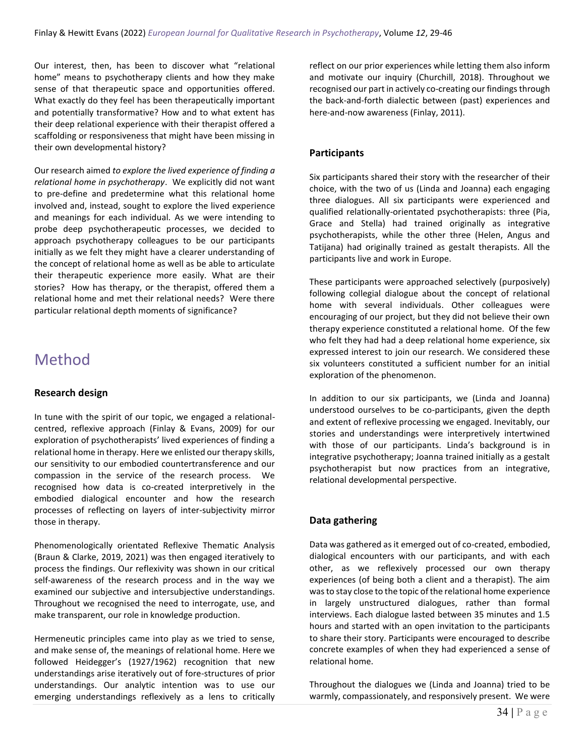Our interest, then, has been to discover what "relational home" means to psychotherapy clients and how they make sense of that therapeutic space and opportunities offered. What exactly do they feel has been therapeutically important and potentially transformative? How and to what extent has their deep relational experience with their therapist offered a scaffolding or responsiveness that might have been missing in their own developmental history?

Our research aimed *to explore the lived experience of finding a relational home in psychotherapy*. We explicitly did not want to pre-define and predetermine what this relational home involved and, instead, sought to explore the lived experience and meanings for each individual. As we were intending to probe deep psychotherapeutic processes, we decided to approach psychotherapy colleagues to be our participants initially as we felt they might have a clearer understanding of the concept of relational home as well as be able to articulate their therapeutic experience more easily. What are their stories? How has therapy, or the therapist, offered them a relational home and met their relational needs? Were there particular relational depth moments of significance?

# Method

### Research design

In tune with the spirit of our topic, we engaged a relational-centred, reflexive approach (Finlay & Evans, 2009) for our exploration of psychotherapists' lived experiences of finding a relational home in therapy. Here we enlisted our therapy skills, our sensitivity to our embodied countertransference and our compassion in the service of the research process. We recognised how data is co-created interpretively in the embodied dialogical encounter and how the research processes of reflecting on layers of inter-subjectivity mirror those in therapy.

Phenomenologically orientated Reflexive Thematic Analysis (Braun & Clarke, 2019, 2021) was then engaged iteratively to process the findings. Our reflexivity was shown in our critical self-awareness of the research process and in the way we examined our subjective and intersubjective understandings. Throughout we recognised the need to interrogate, use, and make transparent, our role in knowledge production.

Hermeneutic principles came into play as we tried to sense, and make sense of, the meanings of relational home. Here we followed Heidegger's (1927/1962) recognition that new understandings arise iteratively out of fore-structures of prior understandings. Our analytic intention was to use our emerging understandings reflexively as a lens to critically reflect on our prior experiences while letting them also inform and motivate our inquiry (Churchill, 2018). Throughout we recognised our part in actively co-creating our findings through the back-and-forth dialectic between (past) experiences and here-and-now awareness (Finlay, 2011).

### Participants

Six participants shared their story with the researcher of their choice, with the two of us (Linda and Joanna) each engaging three dialogues. All six participants were experienced and qualified relationally-orientated psychotherapists: three (Pia, Grace and Stella) had trained originally as integrative psychotherapists, while the other three (Helen, Angus and Tatijana) had originally trained as gestalt therapists. All the participants live and work in Europe.

These participants were approached selectively (purposively) following collegial dialogue about the concept of relational home with several individuals. Other colleagues were encouraging of our project, but they did not believe their own therapy experience constituted a relational home. Of the few who felt they had had a deep relational home experience, six expressed interest to join our research. We considered these six volunteers constituted a sufficient number for an initial exploration of the phenomenon.

In addition to our six participants, we (Linda and Joanna) understood ourselves to be co-participants, given the depth and extent of reflexive processing we engaged. Inevitably, our stories and understandings were interpretively intertwined with those of our participants. Linda's background is in integrative psychotherapy; Joanna trained initially as a gestalt psychotherapist but now practices from an integrative, relational developmental perspective.

### Data gathering

Data was gathered as it emerged out of co-created, embodied, dialogical encounters with our participants, and with each other, as we reflexively processed our own therapy experiences (of being both a client and a therapist). The aim was to stay close to the topic of the relational home experience in largely unstructured dialogues, rather than formal interviews. Each dialogue lasted between 35 minutes and 1.5 hours and started with an open invitation to the participants to share their story. Participants were encouraged to describe concrete examples of when they had experienced a sense of relational home.

Throughout the dialogues we (Linda and Joanna) tried to be warmly, compassionately, and responsively present. We were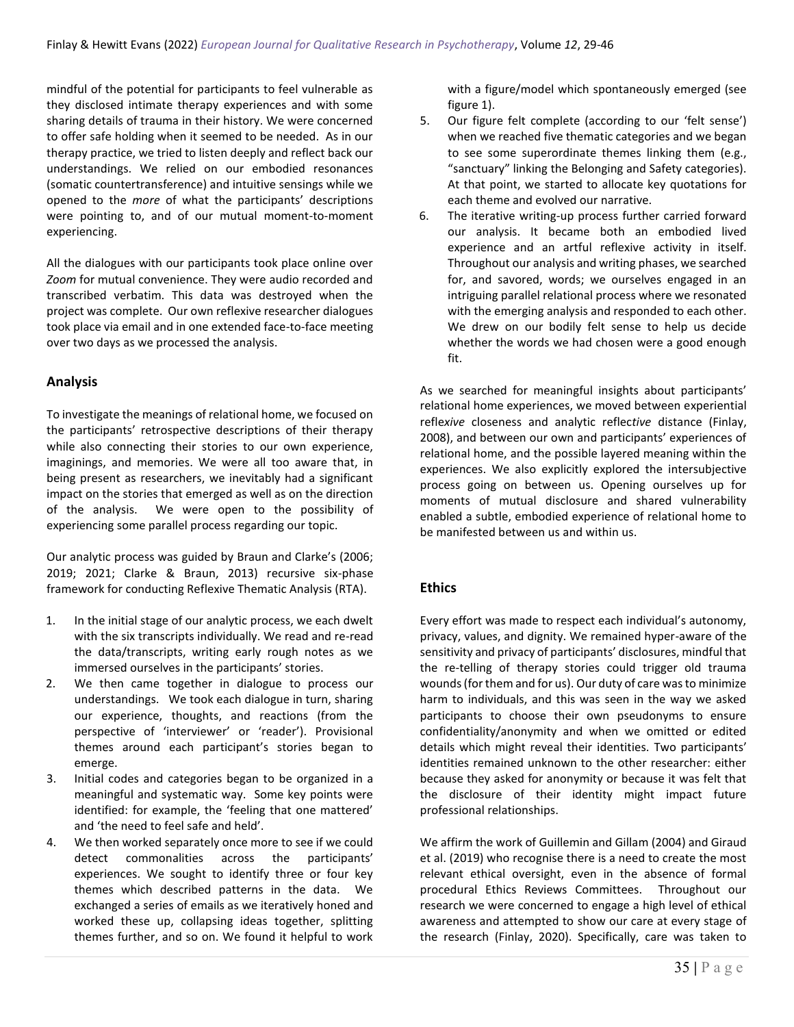mindful of the potential for participants to feel vulnerable as they disclosed intimate therapy experiences and with some sharing details of trauma in their history. We were concerned to offer safe holding when it seemed to be needed. As in our therapy practice, we tried to listen deeply and reflect back our understandings. We relied on our embodied resonances (somatic countertransference) and intuitive sensings while we opened to the *more* of what the participants' descriptions were pointing to, and of our mutual moment-to-moment experiencing.

All the dialogues with our participants took place online over *Zoom* for mutual convenience. They were audio recorded and transcribed verbatim. This data was destroyed when the project was complete. Our own reflexive researcher dialogues took place via email and in one extended face-to-face meeting over two days as we processed the analysis.

## Analysis

To investigate the meanings of relational home, we focused on the participants' retrospective descriptions of their therapy while also connecting their stories to our own experience, imaginings, and memories. We were all too aware that, in being present as researchers, we inevitably had a significant impact on the stories that emerged as well as on the direction of the analysis. We were open to the possibility of experiencing some parallel process regarding our topic.

Our analytic process was guided by Braun and Clarke's (2006; 2019; 2021; Clarke & Braun, 2013) recursive six-phase framework for conducting Reflexive Thematic Analysis (RTA).

1. In the initial stage of our analytic process, we each dwelt with the six transcripts individually. We read and re-read the data/transcripts, writing early rough notes as we immersed ourselves in the participants' stories.
2. We then came together in dialogue to process our understandings. We took each dialogue in turn, sharing our experience, thoughts, and reactions (from the perspective of 'interviewer' or 'reader'). Provisional themes around each participant's stories began to emerge.
3. Initial codes and categories began to be organized in a meaningful and systematic way. Some key points were identified: for example, the 'feeling that one mattered' and 'the need to feel safe and held'.
4. We then worked separately once more to see if we could detect commonalities across the participants' experiences. We sought to identify three or four key themes which described patterns in the data. We exchanged a series of emails as we iteratively honed and worked these up, collapsing ideas together, splitting themes further, and so on. We found it helpful to work with a figure/model which spontaneously emerged (see figure 1).
5. Our figure felt complete (according to our 'felt sense') when we reached five thematic categories and we began to see some superordinate themes linking them (e.g., "sanctuary" linking the Belonging and Safety categories). At that point, we started to allocate key quotations for each theme and evolved our narrative.
6. The iterative writing-up process further carried forward our analysis. It became both an embodied lived experience and an artful reflexive activity in itself. Throughout our analysis and writing phases, we searched for, and savored, words; we ourselves engaged in an intriguing parallel relational process where we resonated with the emerging analysis and responded to each other. We drew on our bodily felt sense to help us decide whether the words we had chosen were a good enough fit.

As we searched for meaningful insights about participants' relational home experiences, we moved between experiential refle*xive* closeness and analytic reflec*tive* distance (Finlay, 2008), and between our own and participants' experiences of relational home, and the possible layered meaning within the experiences. We also explicitly explored the intersubjective process going on between us. Opening ourselves up for moments of mutual disclosure and shared vulnerability enabled a subtle, embodied experience of relational home to be manifested between us and within us.

## Ethics

Every effort was made to respect each individual's autonomy, privacy, values, and dignity. We remained hyper-aware of the sensitivity and privacy of participants' disclosures, mindful that the re-telling of therapy stories could trigger old trauma wounds (for them and for us). Our duty of care was to minimize harm to individuals, and this was seen in the way we asked participants to choose their own pseudonyms to ensure confidentiality/anonymity and when we omitted or edited details which might reveal their identities. Two participants' identities remained unknown to the other researcher: either because they asked for anonymity or because it was felt that the disclosure of their identity might impact future professional relationships.

We affirm the work of Guillemin and Gillam (2004) and Giraud et al. (2019) who recognise there is a need to create the most relevant ethical oversight, even in the absence of formal procedural Ethics Reviews Committees. Throughout our research we were concerned to engage a high level of ethical awareness and attempted to show our care at every stage of the research (Finlay, 2020). Specifically, care was taken to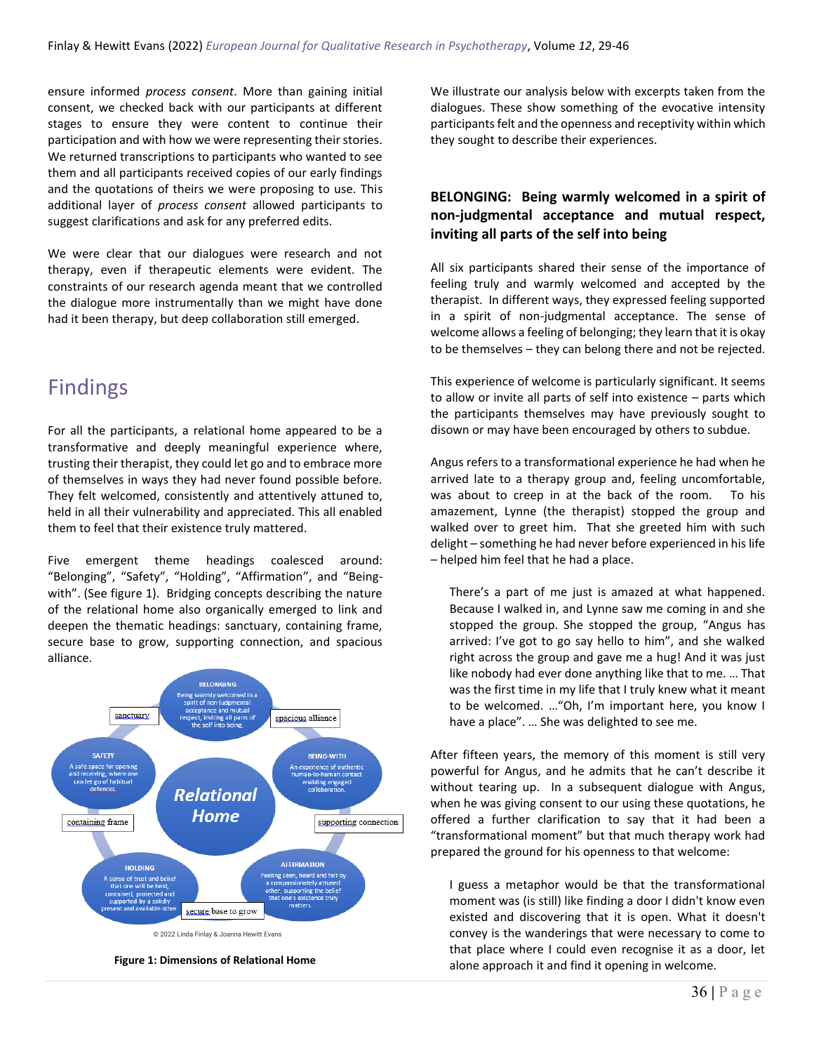ensure informed *process consent*. More than gaining initial consent, we checked back with our participants at different stages to ensure they were content to continue their participation and with how we were representing their stories. We returned transcriptions to participants who wanted to see them and all participants received copies of our early findings and the quotations of theirs we were proposing to use. This additional layer of *process consent* allowed participants to suggest clarifications and ask for any preferred edits.

We were clear that our dialogues were research and not therapy, even if therapeutic elements were evident. The constraints of our research agenda meant that we controlled the dialogue more instrumentally than we might have done had it been therapy, but deep collaboration still emerged.

## Findings

For all the participants, a relational home appeared to be a transformative and deeply meaningful experience where, trusting their therapist, they could let go and to embrace more of themselves in ways they had never found possible before. They felt welcomed, consistently and attentively attuned to, held in all their vulnerability and appreciated. This all enabled them to feel that their existence truly mattered.

Five emergent theme headings coalesced around: "Belonging", "Safety", "Holding", "Affirmation", and "Being-with". (See figure 1). Bridging concepts describing the nature of the relational home also organically emerged to link and deepen the thematic headings: sanctuary, containing frame, secure base to grow, supporting connection, and spacious alliance.

BELONGING: Being warmly welcomed in a spirit of non-judgemental acceptance and mutual respect, inviting all parts of the self into being

sanctuary

spacious alliance

SAFETY: A safe space for opening and receiving, where one can let go of habitual defences.

Relational Home

BEING-WITH: An experience of authentic human-to-human contact enabling engaged collaboration.

containing frame

supporting connection

HOLDING: A sense of trust and belief that one will be held, contained, protected and supported by a solidly present and available other.

secure base to grow

AFFIRMATION: Feeling seen, heard and felt by a compassionately attuned other, supporting the belief that one's existence truly matters.

© 2022 Linda Finlay & Joanna Hewitt Evans

**Figure 1: Dimensions of Relational Home**

We illustrate our analysis below with excerpts taken from the dialogues. These show something of the evocative intensity participants felt and the openness and receptivity within which they sought to describe their experiences.

### BELONGING: Being warmly welcomed in a spirit of non-judgmental acceptance and mutual respect, inviting all parts of the self into being

All six participants shared their sense of the importance of feeling truly and warmly welcomed and accepted by the therapist. In different ways, they expressed feeling supported in a spirit of non-judgmental acceptance. The sense of welcome allows a feeling of belonging; they learn that it is okay to be themselves – they can belong there and not be rejected.

This experience of welcome is particularly significant. It seems to allow or invite all parts of self into existence – parts which the participants themselves may have previously sought to disown or may have been encouraged by others to subdue.

Angus refers to a transformational experience he had when he arrived late to a therapy group and, feeling uncomfortable, was about to creep in at the back of the room. To his amazement, Lynne (the therapist) stopped the group and walked over to greet him. That she greeted him with such delight – something he had never before experienced in his life – helped him feel that he had a place.

> There's a part of me just is amazed at what happened. Because I walked in, and Lynne saw me coming in and she stopped the group. She stopped the group, "Angus has arrived: I've got to go say hello to him", and she walked right across the group and gave me a hug! And it was just like nobody had ever done anything like that to me. … That was the first time in my life that I truly knew what it meant to be welcomed. …"Oh, I'm important here, you know I have a place". … She was delighted to see me.

After fifteen years, the memory of this moment is still very powerful for Angus, and he admits that he can't describe it without tearing up. In a subsequent dialogue with Angus, when he was giving consent to our using these quotations, he offered a further clarification to say that it had been a "transformational moment" but that much therapy work had prepared the ground for his openness to that welcome:

> I guess a metaphor would be that the transformational moment was (is still) like finding a door I didn't know even existed and discovering that it is open. What it doesn't convey is the wanderings that were necessary to come to that place where I could even recognise it as a door, let alone approach it and find it opening in welcome.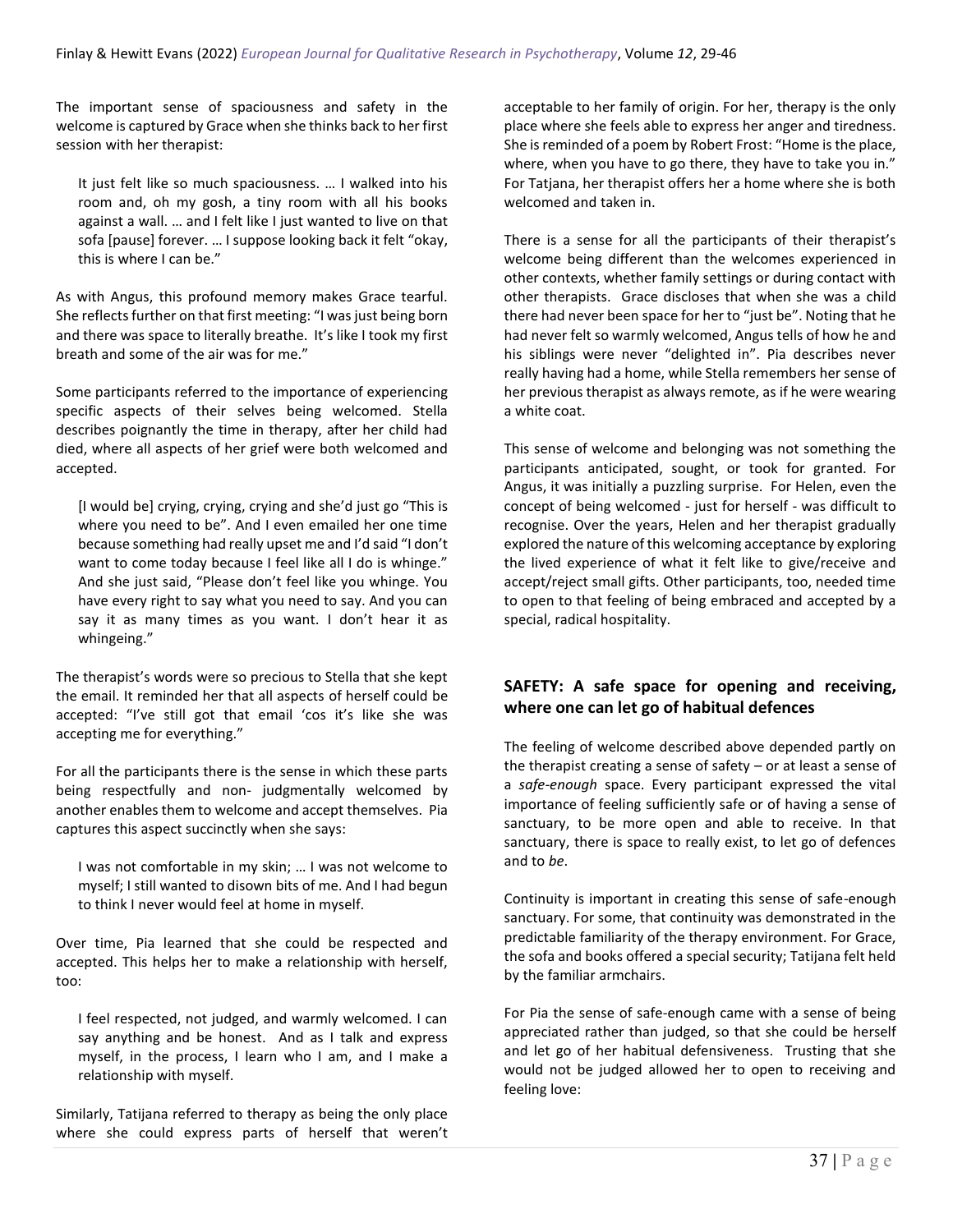The important sense of spaciousness and safety in the welcome is captured by Grace when she thinks back to her first session with her therapist:

> It just felt like so much spaciousness. … I walked into his room and, oh my gosh, a tiny room with all his books against a wall. … and I felt like I just wanted to live on that sofa [pause] forever. … I suppose looking back it felt "okay, this is where I can be."

As with Angus, this profound memory makes Grace tearful. She reflects further on that first meeting: "I was just being born and there was space to literally breathe. It's like I took my first breath and some of the air was for me."

Some participants referred to the importance of experiencing specific aspects of their selves being welcomed. Stella describes poignantly the time in therapy, after her child had died, where all aspects of her grief were both welcomed and accepted.

> [I would be] crying, crying, crying and she'd just go "This is where you need to be". And I even emailed her one time because something had really upset me and I'd said "I don't want to come today because I feel like all I do is whinge." And she just said, "Please don't feel like you whinge. You have every right to say what you need to say. And you can say it as many times as you want. I don't hear it as whingeing."

The therapist's words were so precious to Stella that she kept the email. It reminded her that all aspects of herself could be accepted: "I've still got that email 'cos it's like she was accepting me for everything."

For all the participants there is the sense in which these parts being respectfully and non- judgmentally welcomed by another enables them to welcome and accept themselves. Pia captures this aspect succinctly when she says:

> I was not comfortable in my skin; … I was not welcome to myself; I still wanted to disown bits of me. And I had begun to think I never would feel at home in myself.

Over time, Pia learned that she could be respected and accepted. This helps her to make a relationship with herself, too:

> I feel respected, not judged, and warmly welcomed. I can say anything and be honest. And as I talk and express myself, in the process, I learn who I am, and I make a relationship with myself.

Similarly, Tatijana referred to therapy as being the only place where she could express parts of herself that weren't acceptable to her family of origin. For her, therapy is the only place where she feels able to express her anger and tiredness. She is reminded of a poem by Robert Frost: "Home is the place, where, when you have to go there, they have to take you in." For Tatjana, her therapist offers her a home where she is both welcomed and taken in.

There is a sense for all the participants of their therapist's welcome being different than the welcomes experienced in other contexts, whether family settings or during contact with other therapists. Grace discloses that when she was a child there had never been space for her to "just be". Noting that he had never felt so warmly welcomed, Angus tells of how he and his siblings were never "delighted in". Pia describes never really having had a home, while Stella remembers her sense of her previous therapist as always remote, as if he were wearing a white coat.

This sense of welcome and belonging was not something the participants anticipated, sought, or took for granted. For Angus, it was initially a puzzling surprise. For Helen, even the concept of being welcomed - just for herself - was difficult to recognise. Over the years, Helen and her therapist gradually explored the nature of this welcoming acceptance by exploring the lived experience of what it felt like to give/receive and accept/reject small gifts. Other participants, too, needed time to open to that feeling of being embraced and accepted by a special, radical hospitality.

## SAFETY: A safe space for opening and receiving, where one can let go of habitual defences

The feeling of welcome described above depended partly on the therapist creating a sense of safety – or at least a sense of a *safe-enough* space. Every participant expressed the vital importance of feeling sufficiently safe or of having a sense of sanctuary, to be more open and able to receive. In that sanctuary, there is space to really exist, to let go of defences and to *be*.

Continuity is important in creating this sense of safe-enough sanctuary. For some, that continuity was demonstrated in the predictable familiarity of the therapy environment. For Grace, the sofa and books offered a special security; Tatijana felt held by the familiar armchairs.

For Pia the sense of safe-enough came with a sense of being appreciated rather than judged, so that she could be herself and let go of her habitual defensiveness. Trusting that she would not be judged allowed her to open to receiving and feeling love: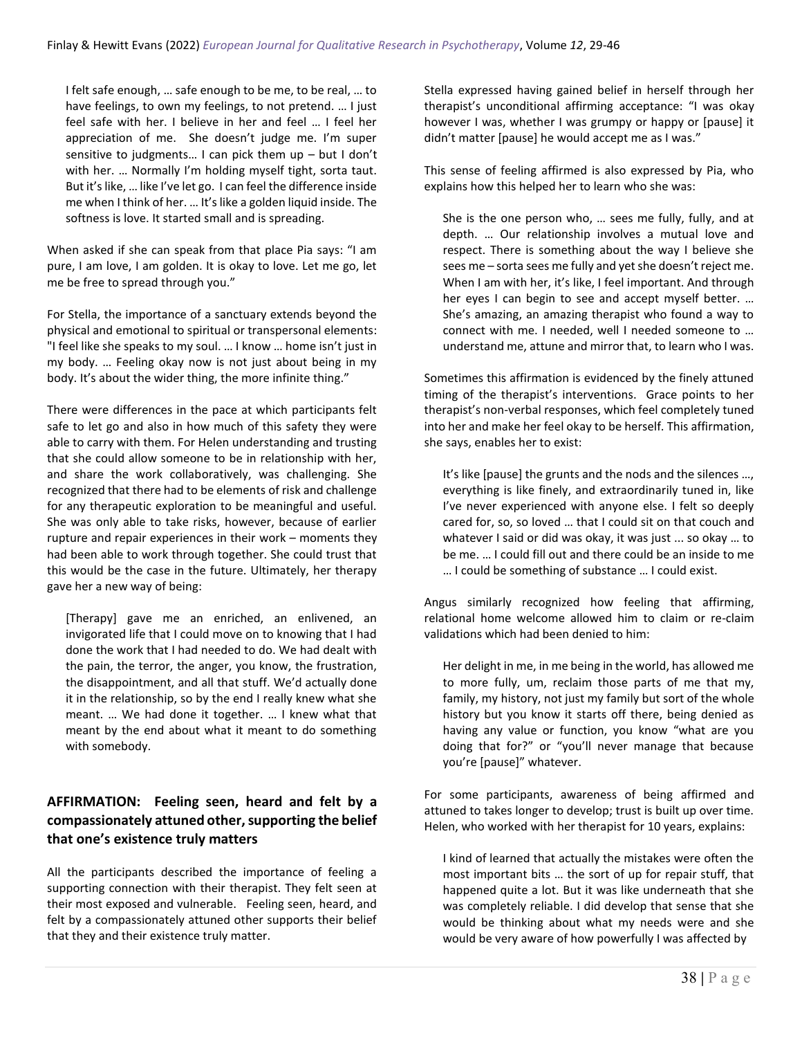I felt safe enough, … safe enough to be me, to be real, … to have feelings, to own my feelings, to not pretend. … I just feel safe with her. I believe in her and feel … I feel her appreciation of me. She doesn't judge me. I'm super sensitive to judgments… I can pick them up – but I don't with her. … Normally I'm holding myself tight, sorta taut. But it's like, … like I've let go. I can feel the difference inside me when I think of her. … It's like a golden liquid inside. The softness is love. It started small and is spreading.

When asked if she can speak from that place Pia says: "I am pure, I am love, I am golden. It is okay to love. Let me go, let me be free to spread through you."

For Stella, the importance of a sanctuary extends beyond the physical and emotional to spiritual or transpersonal elements: "I feel like she speaks to my soul. … I know … home isn't just in my body. … Feeling okay now is not just about being in my body. It's about the wider thing, the more infinite thing."

There were differences in the pace at which participants felt safe to let go and also in how much of this safety they were able to carry with them. For Helen understanding and trusting that she could allow someone to be in relationship with her, and share the work collaboratively, was challenging. She recognized that there had to be elements of risk and challenge for any therapeutic exploration to be meaningful and useful. She was only able to take risks, however, because of earlier rupture and repair experiences in their work – moments they had been able to work through together. She could trust that this would be the case in the future. Ultimately, her therapy gave her a new way of being:

> [Therapy] gave me an enriched, an enlivened, an invigorated life that I could move on to knowing that I had done the work that I had needed to do. We had dealt with the pain, the terror, the anger, you know, the frustration, the disappointment, and all that stuff. We'd actually done it in the relationship, so by the end I really knew what she meant. … We had done it together. … I knew what that meant by the end about what it meant to do something with somebody.

## AFFIRMATION: Feeling seen, heard and felt by a compassionately attuned other, supporting the belief that one's existence truly matters

All the participants described the importance of feeling a supporting connection with their therapist. They felt seen at their most exposed and vulnerable. Feeling seen, heard, and felt by a compassionately attuned other supports their belief that they and their existence truly matter.

Stella expressed having gained belief in herself through her therapist's unconditional affirming acceptance: "I was okay however I was, whether I was grumpy or happy or [pause] it didn't matter [pause] he would accept me as I was."

This sense of feeling affirmed is also expressed by Pia, who explains how this helped her to learn who she was:

> She is the one person who, … sees me fully, fully, and at depth. … Our relationship involves a mutual love and respect. There is something about the way I believe she sees me – sorta sees me fully and yet she doesn't reject me. When I am with her, it's like, I feel important. And through her eyes I can begin to see and accept myself better. … She's amazing, an amazing therapist who found a way to connect with me. I needed, well I needed someone to … understand me, attune and mirror that, to learn who I was.

Sometimes this affirmation is evidenced by the finely attuned timing of the therapist's interventions. Grace points to her therapist's non-verbal responses, which feel completely tuned into her and make her feel okay to be herself. This affirmation, she says, enables her to exist:

> It's like [pause] the grunts and the nods and the silences …, everything is like finely, and extraordinarily tuned in, like I've never experienced with anyone else. I felt so deeply cared for, so, so loved … that I could sit on that couch and whatever I said or did was okay, it was just ... so okay … to be me. … I could fill out and there could be an inside to me … I could be something of substance … I could exist.

Angus similarly recognized how feeling that affirming, relational home welcome allowed him to claim or re-claim validations which had been denied to him:

> Her delight in me, in me being in the world, has allowed me to more fully, um, reclaim those parts of me that my, family, my history, not just my family but sort of the whole history but you know it starts off there, being denied as having any value or function, you know "what are you doing that for?" or "you'll never manage that because you're [pause]" whatever.

For some participants, awareness of being affirmed and attuned to takes longer to develop; trust is built up over time. Helen, who worked with her therapist for 10 years, explains:

> I kind of learned that actually the mistakes were often the most important bits … the sort of up for repair stuff, that happened quite a lot. But it was like underneath that she was completely reliable. I did develop that sense that she would be thinking about what my needs were and she would be very aware of how powerfully I was affected by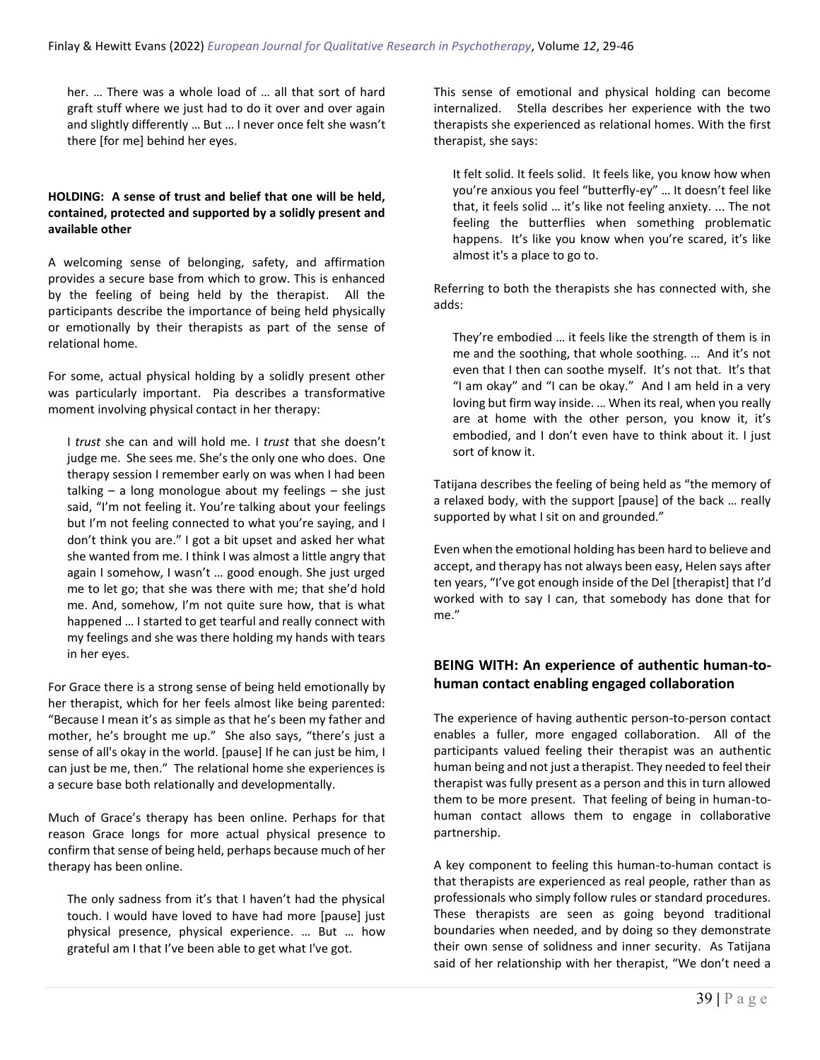> her. … There was a whole load of … all that sort of hard graft stuff where we just had to do it over and over again and slightly differently … But … I never once felt she wasn't there [for me] behind her eyes.

**HOLDING: A sense of trust and belief that one will be held, contained, protected and supported by a solidly present and available other**

A welcoming sense of belonging, safety, and affirmation provides a secure base from which to grow. This is enhanced by the feeling of being held by the therapist. All the participants describe the importance of being held physically or emotionally by their therapists as part of the sense of relational home.

For some, actual physical holding by a solidly present other was particularly important. Pia describes a transformative moment involving physical contact in her therapy:

> I *trust* she can and will hold me. I *trust* that she doesn't judge me. She sees me. She's the only one who does. One therapy session I remember early on was when I had been talking – a long monologue about my feelings – she just said, "I'm not feeling it. You're talking about your feelings but I'm not feeling connected to what you're saying, and I don't think you are." I got a bit upset and asked her what she wanted from me. I think I was almost a little angry that again I somehow, I wasn't … good enough. She just urged me to let go; that she was there with me; that she'd hold me. And, somehow, I'm not quite sure how, that is what happened … I started to get tearful and really connect with my feelings and she was there holding my hands with tears in her eyes.

For Grace there is a strong sense of being held emotionally by her therapist, which for her feels almost like being parented: "Because I mean it's as simple as that he's been my father and mother, he's brought me up." She also says, "there's just a sense of all's okay in the world. [pause] If he can just be him, I can just be me, then." The relational home she experiences is a secure base both relationally and developmentally.

Much of Grace's therapy has been online. Perhaps for that reason Grace longs for more actual physical presence to confirm that sense of being held, perhaps because much of her therapy has been online.

> The only sadness from it's that I haven't had the physical touch. I would have loved to have had more [pause] just physical presence, physical experience. … But … how grateful am I that I've been able to get what I've got.

This sense of emotional and physical holding can become internalized. Stella describes her experience with the two therapists she experienced as relational homes. With the first therapist, she says:

> It felt solid. It feels solid. It feels like, you know how when you're anxious you feel "butterfly-ey" … It doesn't feel like that, it feels solid … it's like not feeling anxiety. ... The not feeling the butterflies when something problematic happens. It's like you know when you're scared, it's like almost it's a place to go to.

Referring to both the therapists she has connected with, she adds:

> They're embodied … it feels like the strength of them is in me and the soothing, that whole soothing. … And it's not even that I then can soothe myself. It's not that. It's that "I am okay" and "I can be okay." And I am held in a very loving but firm way inside. … When its real, when you really are at home with the other person, you know it, it's embodied, and I don't even have to think about it. I just sort of know it.

Tatijana describes the feeling of being held as "the memory of a relaxed body, with the support [pause] of the back … really supported by what I sit on and grounded."

Even when the emotional holding has been hard to believe and accept, and therapy has not always been easy, Helen says after ten years, "I've got enough inside of the Del [therapist] that I'd worked with to say I can, that somebody has done that for me."

## BEING WITH: An experience of authentic human-to-human contact enabling engaged collaboration

The experience of having authentic person-to-person contact enables a fuller, more engaged collaboration. All of the participants valued feeling their therapist was an authentic human being and not just a therapist. They needed to feel their therapist was fully present as a person and this in turn allowed them to be more present. That feeling of being in human-to-human contact allows them to engage in collaborative partnership.

A key component to feeling this human-to-human contact is that therapists are experienced as real people, rather than as professionals who simply follow rules or standard procedures. These therapists are seen as going beyond traditional boundaries when needed, and by doing so they demonstrate their own sense of solidness and inner security. As Tatijana said of her relationship with her therapist, "We don't need a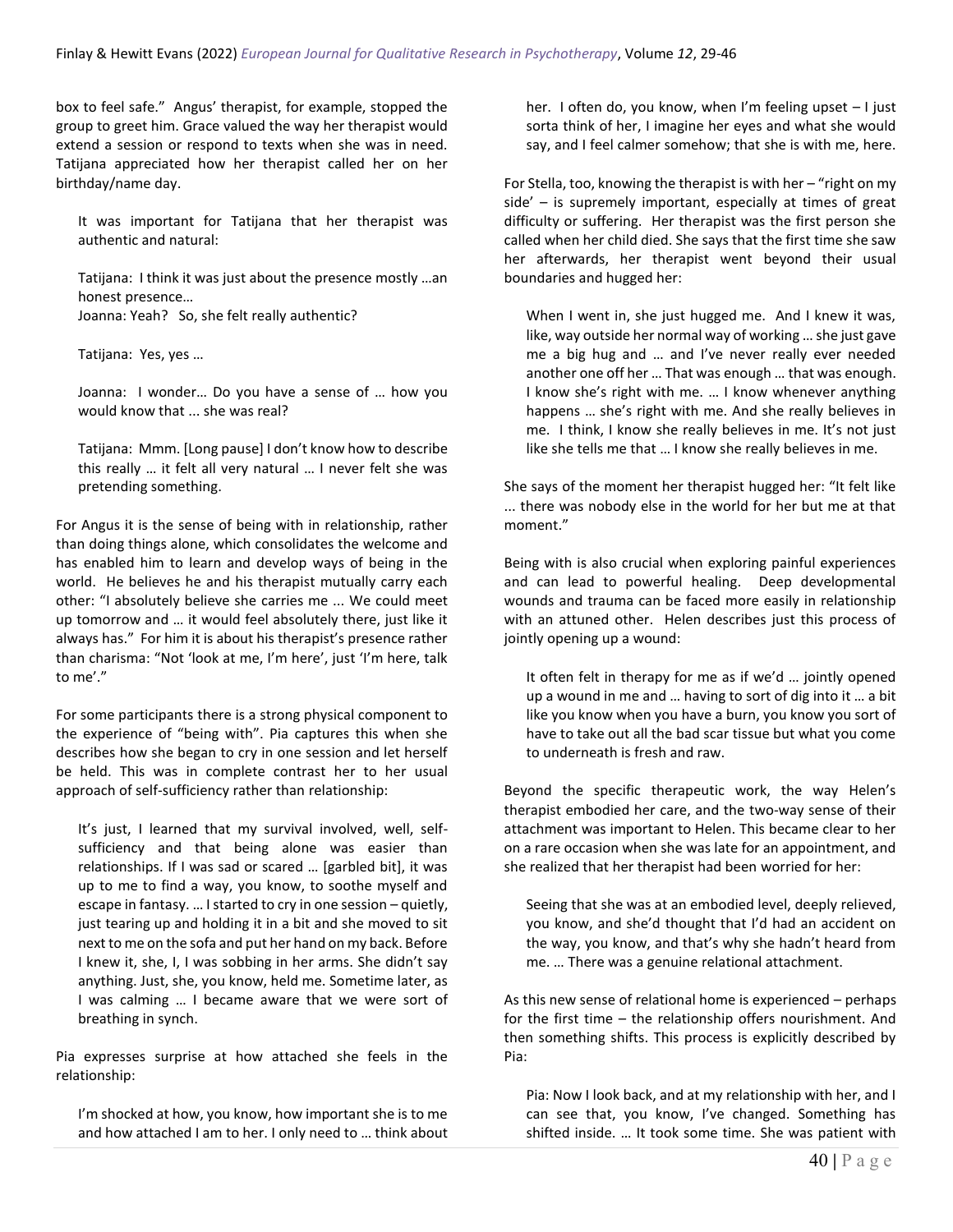box to feel safe." Angus' therapist, for example, stopped the group to greet him. Grace valued the way her therapist would extend a session or respond to texts when she was in need. Tatijana appreciated how her therapist called her on her birthday/name day.

> It was important for Tatijana that her therapist was authentic and natural:
>
> Tatijana: I think it was just about the presence mostly …an honest presence…
> Joanna: Yeah? So, she felt really authentic?
>
> Tatijana: Yes, yes …
>
> Joanna: I wonder… Do you have a sense of … how you would know that ... she was real?
>
> Tatijana: Mmm. [Long pause] I don't know how to describe this really … it felt all very natural … I never felt she was pretending something.

For Angus it is the sense of being with in relationship, rather than doing things alone, which consolidates the welcome and has enabled him to learn and develop ways of being in the world. He believes he and his therapist mutually carry each other: "I absolutely believe she carries me ... We could meet up tomorrow and … it would feel absolutely there, just like it always has." For him it is about his therapist's presence rather than charisma: "Not 'look at me, I'm here', just 'I'm here, talk to me'."

For some participants there is a strong physical component to the experience of "being with". Pia captures this when she describes how she began to cry in one session and let herself be held. This was in complete contrast her to her usual approach of self-sufficiency rather than relationship:

> It's just, I learned that my survival involved, well, self-sufficiency and that being alone was easier than relationships. If I was sad or scared … [garbled bit], it was up to me to find a way, you know, to soothe myself and escape in fantasy. … I started to cry in one session – quietly, just tearing up and holding it in a bit and she moved to sit next to me on the sofa and put her hand on my back. Before I knew it, she, I, I was sobbing in her arms. She didn't say anything. Just, she, you know, held me. Sometime later, as I was calming … I became aware that we were sort of breathing in synch.

Pia expresses surprise at how attached she feels in the relationship:

> I'm shocked at how, you know, how important she is to me and how attached I am to her. I only need to … think about her. I often do, you know, when I'm feeling upset – I just sorta think of her, I imagine her eyes and what she would say, and I feel calmer somehow; that she is with me, here.

For Stella, too, knowing the therapist is with her – "right on my side' – is supremely important, especially at times of great difficulty or suffering. Her therapist was the first person she called when her child died. She says that the first time she saw her afterwards, her therapist went beyond their usual boundaries and hugged her:

> When I went in, she just hugged me. And I knew it was, like, way outside her normal way of working … she just gave me a big hug and … and I've never really ever needed another one off her … That was enough … that was enough. I know she's right with me. … I know whenever anything happens … she's right with me. And she really believes in me. I think, I know she really believes in me. It's not just like she tells me that … I know she really believes in me.

She says of the moment her therapist hugged her: "It felt like ... there was nobody else in the world for her but me at that moment."

Being with is also crucial when exploring painful experiences and can lead to powerful healing. Deep developmental wounds and trauma can be faced more easily in relationship with an attuned other. Helen describes just this process of jointly opening up a wound:

> It often felt in therapy for me as if we'd … jointly opened up a wound in me and … having to sort of dig into it … a bit like you know when you have a burn, you know you sort of have to take out all the bad scar tissue but what you come to underneath is fresh and raw.

Beyond the specific therapeutic work, the way Helen's therapist embodied her care, and the two-way sense of their attachment was important to Helen. This became clear to her on a rare occasion when she was late for an appointment, and she realized that her therapist had been worried for her:

> Seeing that she was at an embodied level, deeply relieved, you know, and she'd thought that I'd had an accident on the way, you know, and that's why she hadn't heard from me. … There was a genuine relational attachment.

As this new sense of relational home is experienced – perhaps for the first time – the relationship offers nourishment. And then something shifts. This process is explicitly described by Pia:

> Pia: Now I look back, and at my relationship with her, and I can see that, you know, I've changed. Something has shifted inside. … It took some time. She was patient with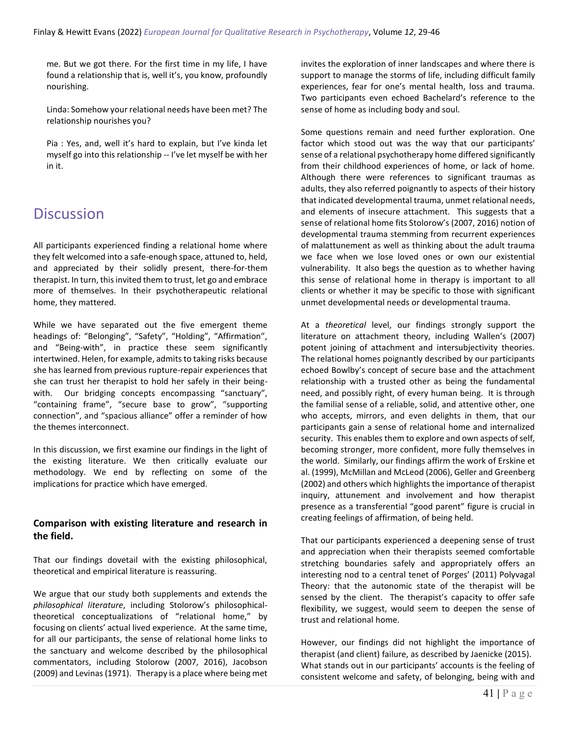me. But we got there. For the first time in my life, I have found a relationship that is, well it's, you know, profoundly nourishing.

Linda: Somehow your relational needs have been met? The relationship nourishes you?

Pia : Yes, and, well it's hard to explain, but I've kinda let myself go into this relationship -- I've let myself be with her in it.

# Discussion

All participants experienced finding a relational home where they felt welcomed into a safe-enough space, attuned to, held, and appreciated by their solidly present, there-for-them therapist. In turn, this invited them to trust, let go and embrace more of themselves. In their psychotherapeutic relational home, they mattered.

While we have separated out the five emergent theme headings of: "Belonging", "Safety", "Holding", "Affirmation", and "Being-with", in practice these seem significantly intertwined. Helen, for example, admits to taking risks because she has learned from previous rupture-repair experiences that she can trust her therapist to hold her safely in their being-with. Our bridging concepts encompassing "sanctuary", "containing frame", "secure base to grow", "supporting connection", and "spacious alliance" offer a reminder of how the themes interconnect.

In this discussion, we first examine our findings in the light of the existing literature. We then critically evaluate our methodology. We end by reflecting on some of the implications for practice which have emerged.

### Comparison with existing literature and research in the field.

That our findings dovetail with the existing philosophical, theoretical and empirical literature is reassuring.

We argue that our study both supplements and extends the *philosophical literature*, including Stolorow's philosophical-theoretical conceptualizations of "relational home," by focusing on clients' actual lived experience. At the same time, for all our participants, the sense of relational home links to the sanctuary and welcome described by the philosophical commentators, including Stolorow (2007, 2016), Jacobson (2009) and Levinas (1971). Therapy is a place where being met invites the exploration of inner landscapes and where there is support to manage the storms of life, including difficult family experiences, fear for one's mental health, loss and trauma. Two participants even echoed Bachelard's reference to the sense of home as including body and soul.

Some questions remain and need further exploration. One factor which stood out was the way that our participants' sense of a relational psychotherapy home differed significantly from their childhood experiences of home, or lack of home. Although there were references to significant traumas as adults, they also referred poignantly to aspects of their history that indicated developmental trauma, unmet relational needs, and elements of insecure attachment. This suggests that a sense of relational home fits Stolorow's (2007, 2016) notion of developmental trauma stemming from recurrent experiences of malattunement as well as thinking about the adult trauma we face when we lose loved ones or own our existential vulnerability. It also begs the question as to whether having this sense of relational home in therapy is important to all clients or whether it may be specific to those with significant unmet developmental needs or developmental trauma.

At a *theoretical* level, our findings strongly support the literature on attachment theory, including Wallen's (2007) potent joining of attachment and intersubjectivity theories. The relational homes poignantly described by our participants echoed Bowlby's concept of secure base and the attachment relationship with a trusted other as being the fundamental need, and possibly right, of every human being. It is through the familial sense of a reliable, solid, and attentive other, one who accepts, mirrors, and even delights in them, that our participants gain a sense of relational home and internalized security. This enables them to explore and own aspects of self, becoming stronger, more confident, more fully themselves in the world. Similarly, our findings affirm the work of Erskine et al. (1999), McMillan and McLeod (2006), Geller and Greenberg (2002) and others which highlights the importance of therapist inquiry, attunement and involvement and how therapist presence as a transferential "good parent" figure is crucial in creating feelings of affirmation, of being held.

That our participants experienced a deepening sense of trust and appreciation when their therapists seemed comfortable stretching boundaries safely and appropriately offers an interesting nod to a central tenet of Porges' (2011) Polyvagal Theory: that the autonomic state of the therapist will be sensed by the client. The therapist's capacity to offer safe flexibility, we suggest, would seem to deepen the sense of trust and relational home.

However, our findings did not highlight the importance of therapist (and client) failure, as described by Jaenicke (2015). What stands out in our participants' accounts is the feeling of consistent welcome and safety, of belonging, being with and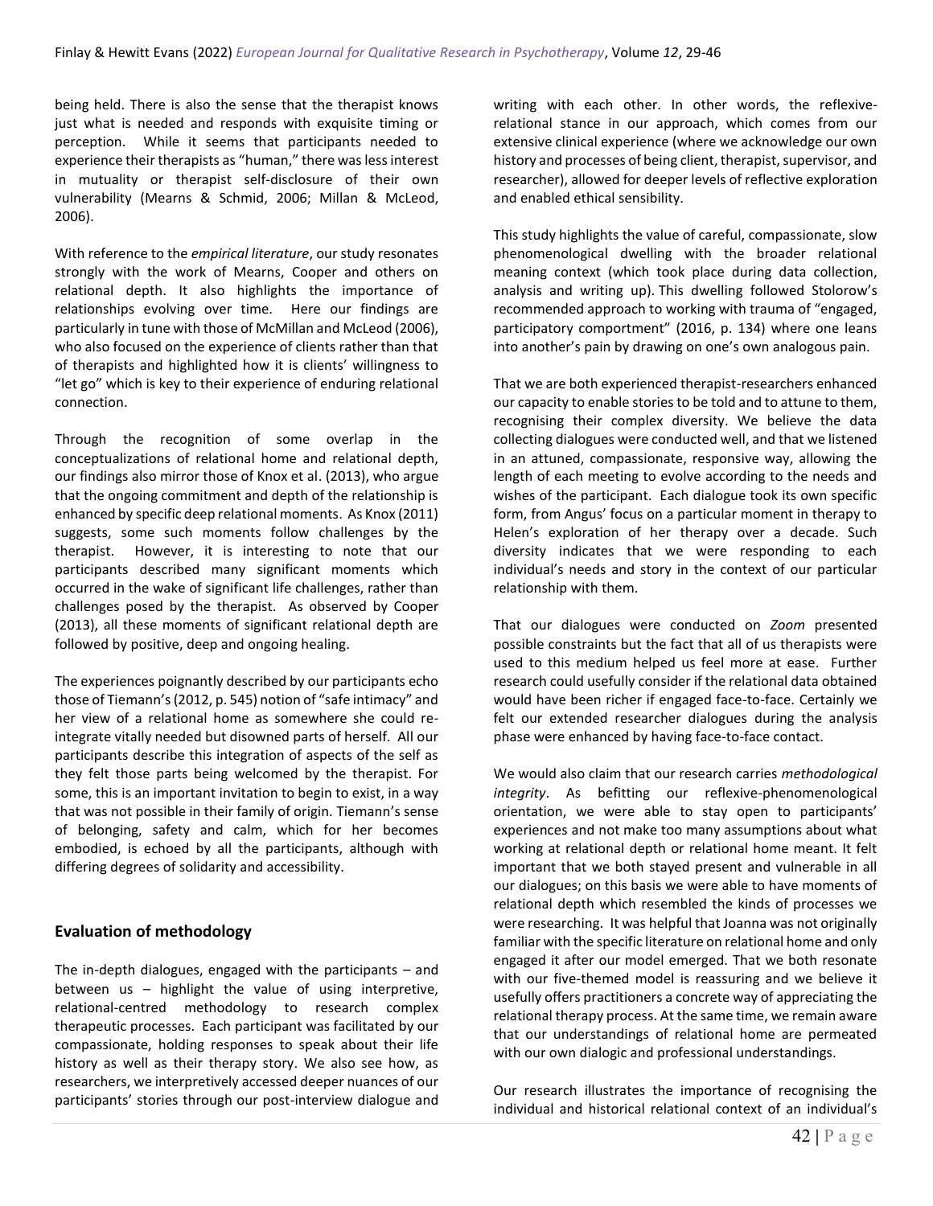being held. There is also the sense that the therapist knows just what is needed and responds with exquisite timing or perception. While it seems that participants needed to experience their therapists as "human," there was less interest in mutuality or therapist self-disclosure of their own vulnerability (Mearns & Schmid, 2006; Millan & McLeod, 2006).

With reference to the *empirical literature*, our study resonates strongly with the work of Mearns, Cooper and others on relational depth. It also highlights the importance of relationships evolving over time. Here our findings are particularly in tune with those of McMillan and McLeod (2006), who also focused on the experience of clients rather than that of therapists and highlighted how it is clients' willingness to "let go" which is key to their experience of enduring relational connection.

Through the recognition of some overlap in the conceptualizations of relational home and relational depth, our findings also mirror those of Knox et al. (2013), who argue that the ongoing commitment and depth of the relationship is enhanced by specific deep relational moments. As Knox (2011) suggests, some such moments follow challenges by the therapist. However, it is interesting to note that our participants described many significant moments which occurred in the wake of significant life challenges, rather than challenges posed by the therapist. As observed by Cooper (2013), all these moments of significant relational depth are followed by positive, deep and ongoing healing.

The experiences poignantly described by our participants echo those of Tiemann's (2012, p. 545) notion of "safe intimacy" and her view of a relational home as somewhere she could re-integrate vitally needed but disowned parts of herself. All our participants describe this integration of aspects of the self as they felt those parts being welcomed by the therapist. For some, this is an important invitation to begin to exist, in a way that was not possible in their family of origin. Tiemann's sense of belonging, safety and calm, which for her becomes embodied, is echoed by all the participants, although with differing degrees of solidarity and accessibility.

## Evaluation of methodology

The in-depth dialogues, engaged with the participants – and between us – highlight the value of using interpretive, relational-centred methodology to research complex therapeutic processes. Each participant was facilitated by our compassionate, holding responses to speak about their life history as well as their therapy story. We also see how, as researchers, we interpretively accessed deeper nuances of our participants' stories through our post-interview dialogue and writing with each other. In other words, the reflexive-relational stance in our approach, which comes from our extensive clinical experience (where we acknowledge our own history and processes of being client, therapist, supervisor, and researcher), allowed for deeper levels of reflective exploration and enabled ethical sensibility.

This study highlights the value of careful, compassionate, slow phenomenological dwelling with the broader relational meaning context (which took place during data collection, analysis and writing up). This dwelling followed Stolorow's recommended approach to working with trauma of "engaged, participatory comportment" (2016, p. 134) where one leans into another's pain by drawing on one's own analogous pain.

That we are both experienced therapist-researchers enhanced our capacity to enable stories to be told and to attune to them, recognising their complex diversity. We believe the data collecting dialogues were conducted well, and that we listened in an attuned, compassionate, responsive way, allowing the length of each meeting to evolve according to the needs and wishes of the participant. Each dialogue took its own specific form, from Angus' focus on a particular moment in therapy to Helen's exploration of her therapy over a decade. Such diversity indicates that we were responding to each individual's needs and story in the context of our particular relationship with them.

That our dialogues were conducted on *Zoom* presented possible constraints but the fact that all of us therapists were used to this medium helped us feel more at ease. Further research could usefully consider if the relational data obtained would have been richer if engaged face-to-face. Certainly we felt our extended researcher dialogues during the analysis phase were enhanced by having face-to-face contact.

We would also claim that our research carries *methodological integrity*. As befitting our reflexive-phenomenological orientation, we were able to stay open to participants' experiences and not make too many assumptions about what working at relational depth or relational home meant. It felt important that we both stayed present and vulnerable in all our dialogues; on this basis we were able to have moments of relational depth which resembled the kinds of processes we were researching. It was helpful that Joanna was not originally familiar with the specific literature on relational home and only engaged it after our model emerged. That we both resonate with our five-themed model is reassuring and we believe it usefully offers practitioners a concrete way of appreciating the relational therapy process. At the same time, we remain aware that our understandings of relational home are permeated with our own dialogic and professional understandings.

Our research illustrates the importance of recognising the individual and historical relational context of an individual's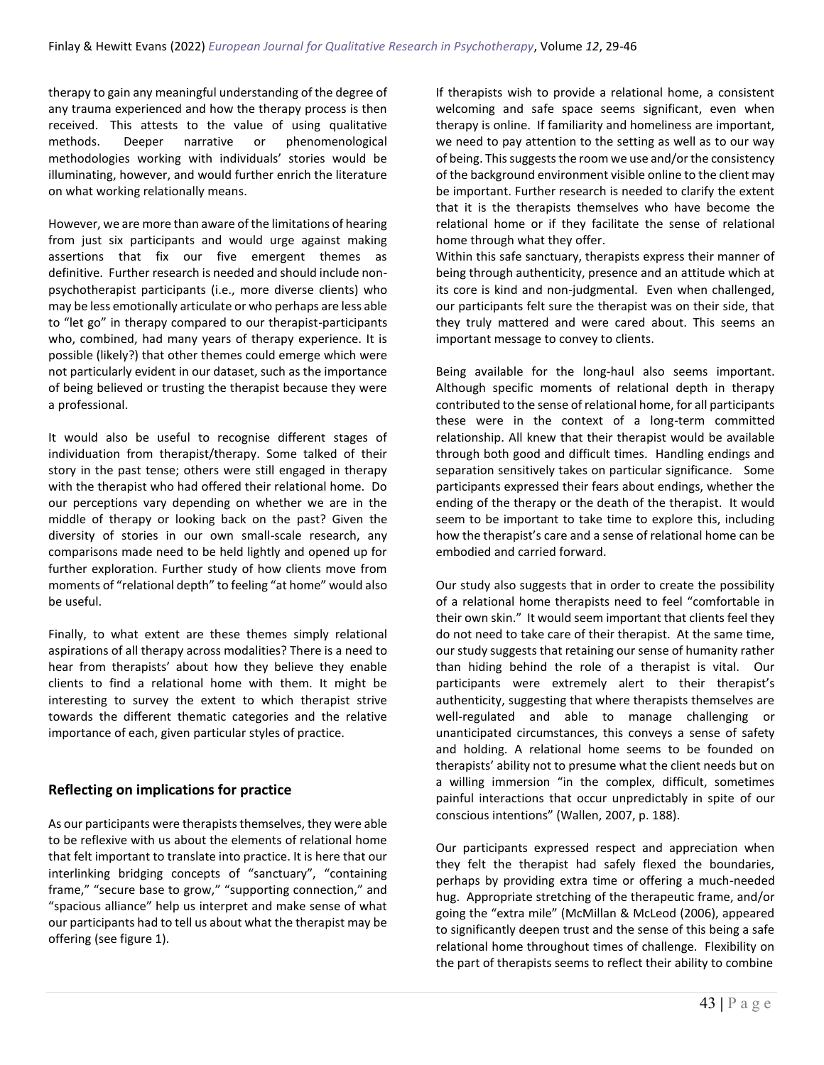therapy to gain any meaningful understanding of the degree of any trauma experienced and how the therapy process is then received. This attests to the value of using qualitative methods. Deeper narrative or phenomenological methodologies working with individuals' stories would be illuminating, however, and would further enrich the literature on what working relationally means.

However, we are more than aware of the limitations of hearing from just six participants and would urge against making assertions that fix our five emergent themes as definitive. Further research is needed and should include non-psychotherapist participants (i.e., more diverse clients) who may be less emotionally articulate or who perhaps are less able to "let go" in therapy compared to our therapist-participants who, combined, had many years of therapy experience. It is possible (likely?) that other themes could emerge which were not particularly evident in our dataset, such as the importance of being believed or trusting the therapist because they were a professional.

It would also be useful to recognise different stages of individuation from therapist/therapy. Some talked of their story in the past tense; others were still engaged in therapy with the therapist who had offered their relational home. Do our perceptions vary depending on whether we are in the middle of therapy or looking back on the past? Given the diversity of stories in our own small-scale research, any comparisons made need to be held lightly and opened up for further exploration. Further study of how clients move from moments of "relational depth" to feeling "at home" would also be useful.

Finally, to what extent are these themes simply relational aspirations of all therapy across modalities? There is a need to hear from therapists' about how they believe they enable clients to find a relational home with them. It might be interesting to survey the extent to which therapist strive towards the different thematic categories and the relative importance of each, given particular styles of practice.

## Reflecting on implications for practice

As our participants were therapists themselves, they were able to be reflexive with us about the elements of relational home that felt important to translate into practice. It is here that our interlinking bridging concepts of "sanctuary", "containing frame," "secure base to grow," "supporting connection," and "spacious alliance" help us interpret and make sense of what our participants had to tell us about what the therapist may be offering (see figure 1).

If therapists wish to provide a relational home, a consistent welcoming and safe space seems significant, even when therapy is online. If familiarity and homeliness are important, we need to pay attention to the setting as well as to our way of being. This suggests the room we use and/or the consistency of the background environment visible online to the client may be important. Further research is needed to clarify the extent that it is the therapists themselves who have become the relational home or if they facilitate the sense of relational home through what they offer.

Within this safe sanctuary, therapists express their manner of being through authenticity, presence and an attitude which at its core is kind and non-judgmental. Even when challenged, our participants felt sure the therapist was on their side, that they truly mattered and were cared about. This seems an important message to convey to clients.

Being available for the long-haul also seems important. Although specific moments of relational depth in therapy contributed to the sense of relational home, for all participants these were in the context of a long-term committed relationship. All knew that their therapist would be available through both good and difficult times. Handling endings and separation sensitively takes on particular significance. Some participants expressed their fears about endings, whether the ending of the therapy or the death of the therapist. It would seem to be important to take time to explore this, including how the therapist's care and a sense of relational home can be embodied and carried forward.

Our study also suggests that in order to create the possibility of a relational home therapists need to feel "comfortable in their own skin." It would seem important that clients feel they do not need to take care of their therapist. At the same time, our study suggests that retaining our sense of humanity rather than hiding behind the role of a therapist is vital. Our participants were extremely alert to their therapist's authenticity, suggesting that where therapists themselves are well-regulated and able to manage challenging or unanticipated circumstances, this conveys a sense of safety and holding. A relational home seems to be founded on therapists' ability not to presume what the client needs but on a willing immersion "in the complex, difficult, sometimes painful interactions that occur unpredictably in spite of our conscious intentions" (Wallen, 2007, p. 188).

Our participants expressed respect and appreciation when they felt the therapist had safely flexed the boundaries, perhaps by providing extra time or offering a much-needed hug. Appropriate stretching of the therapeutic frame, and/or going the "extra mile" (McMillan & McLeod (2006), appeared to significantly deepen trust and the sense of this being a safe relational home throughout times of challenge. Flexibility on the part of therapists seems to reflect their ability to combine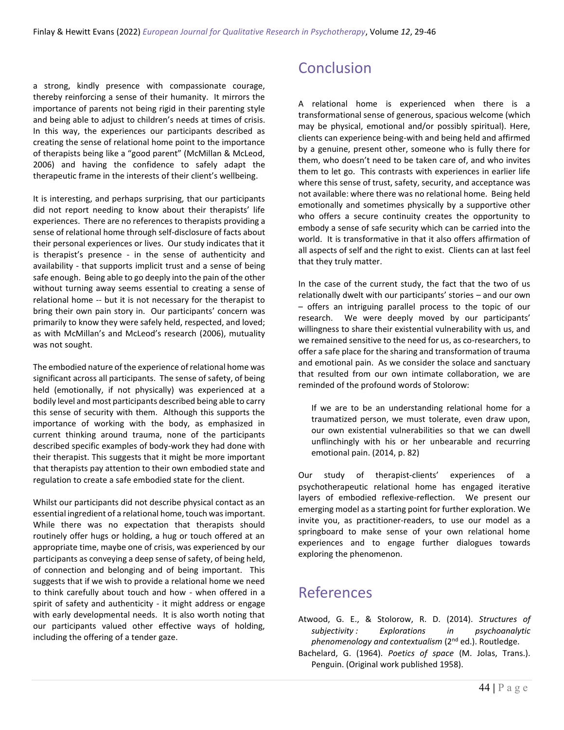a strong, kindly presence with compassionate courage, thereby reinforcing a sense of their humanity. It mirrors the importance of parents not being rigid in their parenting style and being able to adjust to children's needs at times of crisis. In this way, the experiences our participants described as creating the sense of relational home point to the importance of therapists being like a "good parent" (McMillan & McLeod, 2006) and having the confidence to safely adapt the therapeutic frame in the interests of their client's wellbeing.

It is interesting, and perhaps surprising, that our participants did not report needing to know about their therapists' life experiences. There are no references to therapists providing a sense of relational home through self-disclosure of facts about their personal experiences or lives. Our study indicates that it is therapist's presence - in the sense of authenticity and availability - that supports implicit trust and a sense of being safe enough. Being able to go deeply into the pain of the other without turning away seems essential to creating a sense of relational home -- but it is not necessary for the therapist to bring their own pain story in. Our participants' concern was primarily to know they were safely held, respected, and loved; as with McMillan's and McLeod's research (2006), mutuality was not sought.

The embodied nature of the experience of relational home was significant across all participants. The sense of safety, of being held (emotionally, if not physically) was experienced at a bodily level and most participants described being able to carry this sense of security with them. Although this supports the importance of working with the body, as emphasized in current thinking around trauma, none of the participants described specific examples of body-work they had done with their therapist. This suggests that it might be more important that therapists pay attention to their own embodied state and regulation to create a safe embodied state for the client.

Whilst our participants did not describe physical contact as an essential ingredient of a relational home, touch was important. While there was no expectation that therapists should routinely offer hugs or holding, a hug or touch offered at an appropriate time, maybe one of crisis, was experienced by our participants as conveying a deep sense of safety, of being held, of connection and belonging and of being important. This suggests that if we wish to provide a relational home we need to think carefully about touch and how - when offered in a spirit of safety and authenticity - it might address or engage with early developmental needs. It is also worth noting that our participants valued other effective ways of holding, including the offering of a tender gaze.

# Conclusion

A relational home is experienced when there is a transformational sense of generous, spacious welcome (which may be physical, emotional and/or possibly spiritual). Here, clients can experience being-with and being held and affirmed by a genuine, present other, someone who is fully there for them, who doesn't need to be taken care of, and who invites them to let go. This contrasts with experiences in earlier life where this sense of trust, safety, security, and acceptance was not available: where there was no relational home. Being held emotionally and sometimes physically by a supportive other who offers a secure continuity creates the opportunity to embody a sense of safe security which can be carried into the world. It is transformative in that it also offers affirmation of all aspects of self and the right to exist. Clients can at last feel that they truly matter.

In the case of the current study, the fact that the two of us relationally dwelt with our participants' stories – and our own – offers an intriguing parallel process to the topic of our research. We were deeply moved by our participants' willingness to share their existential vulnerability with us, and we remained sensitive to the need for us, as co-researchers, to offer a safe place for the sharing and transformation of trauma and emotional pain. As we consider the solace and sanctuary that resulted from our own intimate collaboration, we are reminded of the profound words of Stolorow:

> If we are to be an understanding relational home for a traumatized person, we must tolerate, even draw upon, our own existential vulnerabilities so that we can dwell unflinchingly with his or her unbearable and recurring emotional pain. (2014, p. 82)

Our study of therapist-clients' experiences of a psychotherapeutic relational home has engaged iterative layers of embodied reflexive-reflection. We present our emerging model as a starting point for further exploration. We invite you, as practitioner-readers, to use our model as a springboard to make sense of your own relational home experiences and to engage further dialogues towards exploring the phenomenon.

# References

Atwood, G. E., & Stolorow, R. D. (2014). *Structures of subjectivity : Explorations in psychoanalytic phenomenology and contextualism* (2nd ed.). Routledge.

Bachelard, G. (1964). *Poetics of space* (M. Jolas, Trans.). Penguin. (Original work published 1958).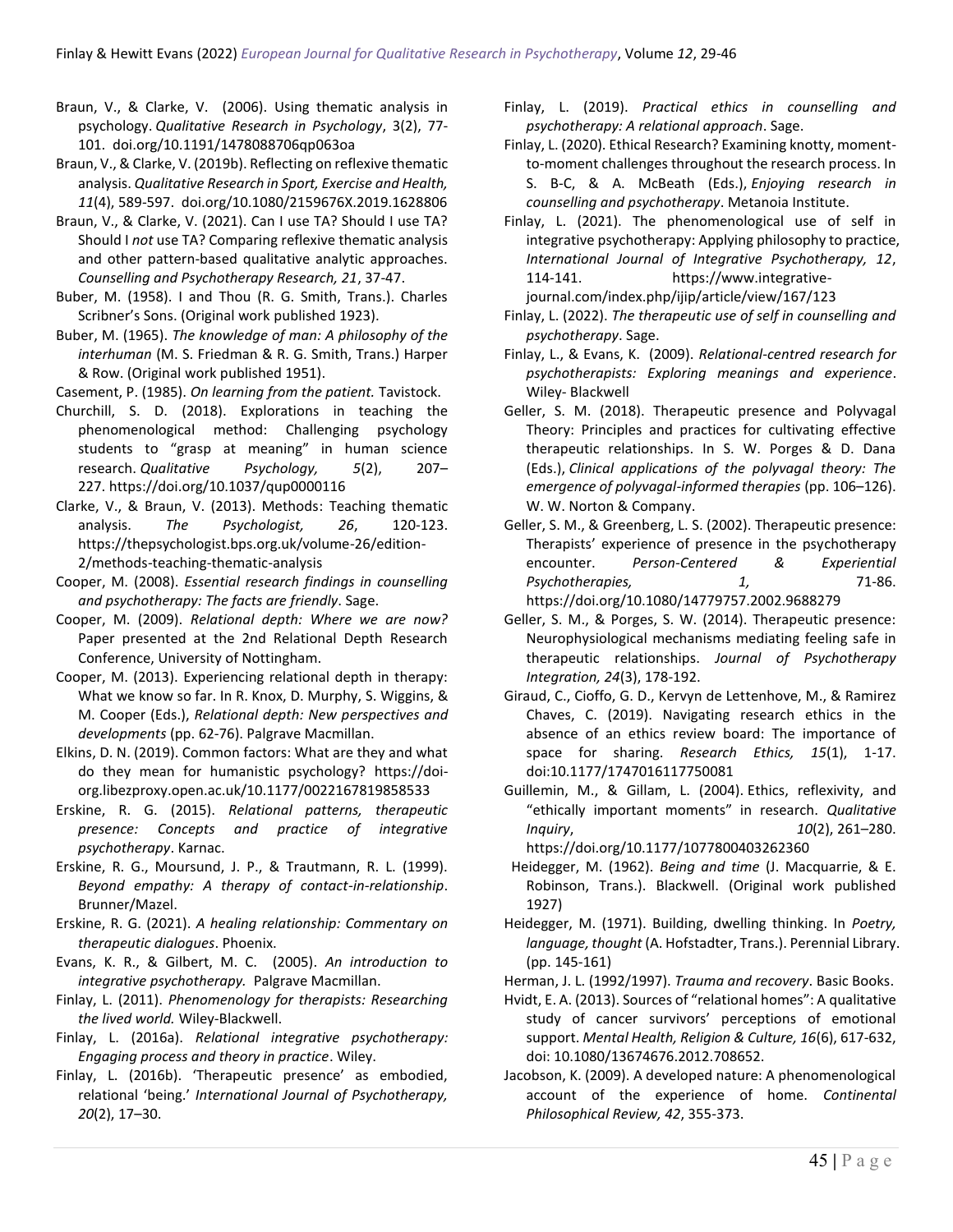Braun, V., & Clarke, V. (2006). Using thematic analysis in psychology. *Qualitative Research in Psychology*, 3(2), 77-101. doi.org/10.1191/1478088706qp063oa

Braun, V., & Clarke, V. (2019b). Reflecting on reflexive thematic analysis. *Qualitative Research in Sport, Exercise and Health, 11*(4), 589-597. doi.org/10.1080/2159676X.2019.1628806

Braun, V., & Clarke, V. (2021). Can I use TA? Should I use TA? Should I *not* use TA? Comparing reflexive thematic analysis and other pattern-based qualitative analytic approaches. *Counselling and Psychotherapy Research, 21*, 37-47.

Buber, M. (1958). I and Thou (R. G. Smith, Trans.). Charles Scribner's Sons. (Original work published 1923).

Buber, M. (1965). *The knowledge of man: A philosophy of the interhuman* (M. S. Friedman & R. G. Smith, Trans.) Harper & Row. (Original work published 1951).

Casement, P. (1985). *On learning from the patient.* Tavistock.

Churchill, S. D. (2018). Explorations in teaching the phenomenological method: Challenging psychology students to "grasp at meaning" in human science research. *Qualitative Psychology, 5*(2), 207–227. https://doi.org/10.1037/qup0000116

Clarke, V., & Braun, V. (2013). Methods: Teaching thematic analysis. *The Psychologist, 26*, 120-123. https://thepsychologist.bps.org.uk/volume-26/edition-2/methods-teaching-thematic-analysis

Cooper, M. (2008). *Essential research findings in counselling and psychotherapy: The facts are friendly*. Sage.

Cooper, M. (2009). *Relational depth: Where we are now?* Paper presented at the 2nd Relational Depth Research Conference, University of Nottingham.

Cooper, M. (2013). Experiencing relational depth in therapy: What we know so far. In R. Knox, D. Murphy, S. Wiggins, & M. Cooper (Eds.), *Relational depth: New perspectives and developments* (pp. 62-76). Palgrave Macmillan.

Elkins, D. N. (2019). Common factors: What are they and what do they mean for humanistic psychology? https://doi-org.libezproxy.open.ac.uk/10.1177/0022167819858533

Erskine, R. G. (2015). *Relational patterns, therapeutic presence: Concepts and practice of integrative psychotherapy*. Karnac.

Erskine, R. G., Moursund, J. P., & Trautmann, R. L. (1999). *Beyond empathy: A therapy of contact-in-relationship*. Brunner/Mazel.

Erskine, R. G. (2021). *A healing relationship: Commentary on therapeutic dialogues*. Phoenix.

Evans, K. R., & Gilbert, M. C. (2005). *An introduction to integrative psychotherapy.* Palgrave Macmillan.

Finlay, L. (2011). *Phenomenology for therapists: Researching the lived world.* Wiley-Blackwell.

Finlay, L. (2016a). *Relational integrative psychotherapy: Engaging process and theory in practice*. Wiley.

Finlay, L. (2016b). 'Therapeutic presence' as embodied, relational 'being.' *International Journal of Psychotherapy, 20*(2), 17–30.

Finlay, L. (2019). *Practical ethics in counselling and psychotherapy: A relational approach*. Sage.

Finlay, L. (2020). Ethical Research? Examining knotty, moment-to-moment challenges throughout the research process. In S. B-C, & A. McBeath (Eds.), *Enjoying research in counselling and psychotherapy*. Metanoia Institute.

Finlay, L. (2021). The phenomenological use of self in integrative psychotherapy: Applying philosophy to practice, *International Journal of Integrative Psychotherapy, 12*, 114-141. https://www.integrative-journal.com/index.php/ijip/article/view/167/123

Finlay, L. (2022). *The therapeutic use of self in counselling and psychotherapy*. Sage.

Finlay, L., & Evans, K. (2009). *Relational-centred research for psychotherapists: Exploring meanings and experience*. Wiley- Blackwell

Geller, S. M. (2018). Therapeutic presence and Polyvagal Theory: Principles and practices for cultivating effective therapeutic relationships. In S. W. Porges & D. Dana (Eds.), *Clinical applications of the polyvagal theory: The emergence of polyvagal-informed therapies* (pp. 106–126). W. W. Norton & Company.

Geller, S. M., & Greenberg, L. S. (2002). Therapeutic presence: Therapists' experience of presence in the psychotherapy encounter. *Person-Centered & Experiential Psychotherapies, 1,* 71-86. https://doi.org/10.1080/14779757.2002.9688279

Geller, S. M., & Porges, S. W. (2014). Therapeutic presence: Neurophysiological mechanisms mediating feeling safe in therapeutic relationships. *Journal of Psychotherapy Integration, 24*(3), 178-192.

Giraud, C., Cioffo, G. D., Kervyn de Lettenhove, M., & Ramirez Chaves, C. (2019). Navigating research ethics in the absence of an ethics review board: The importance of space for sharing. *Research Ethics, 15*(1), 1-17. doi:10.1177/1747016117750081

Guillemin, M., & Gillam, L. (2004). Ethics, reflexivity, and "ethically important moments" in research. *Qualitative Inquiry*, *10*(2), 261–280. https://doi.org/10.1177/1077800403262360

Heidegger, M. (1962). *Being and time* (J. Macquarrie, & E. Robinson, Trans.). Blackwell. (Original work published 1927)

Heidegger, M. (1971). Building, dwelling thinking. In *Poetry, language, thought* (A. Hofstadter, Trans.). Perennial Library. (pp. 145-161)

Herman, J. L. (1992/1997). *Trauma and recovery*. Basic Books.

Hvidt, E. A. (2013). Sources of "relational homes": A qualitative study of cancer survivors' perceptions of emotional support. *Mental Health, Religion & Culture, 16*(6), 617-632, doi: 10.1080/13674676.2012.708652.

Jacobson, K. (2009). A developed nature: A phenomenological account of the experience of home. *Continental Philosophical Review, 42*, 355-373.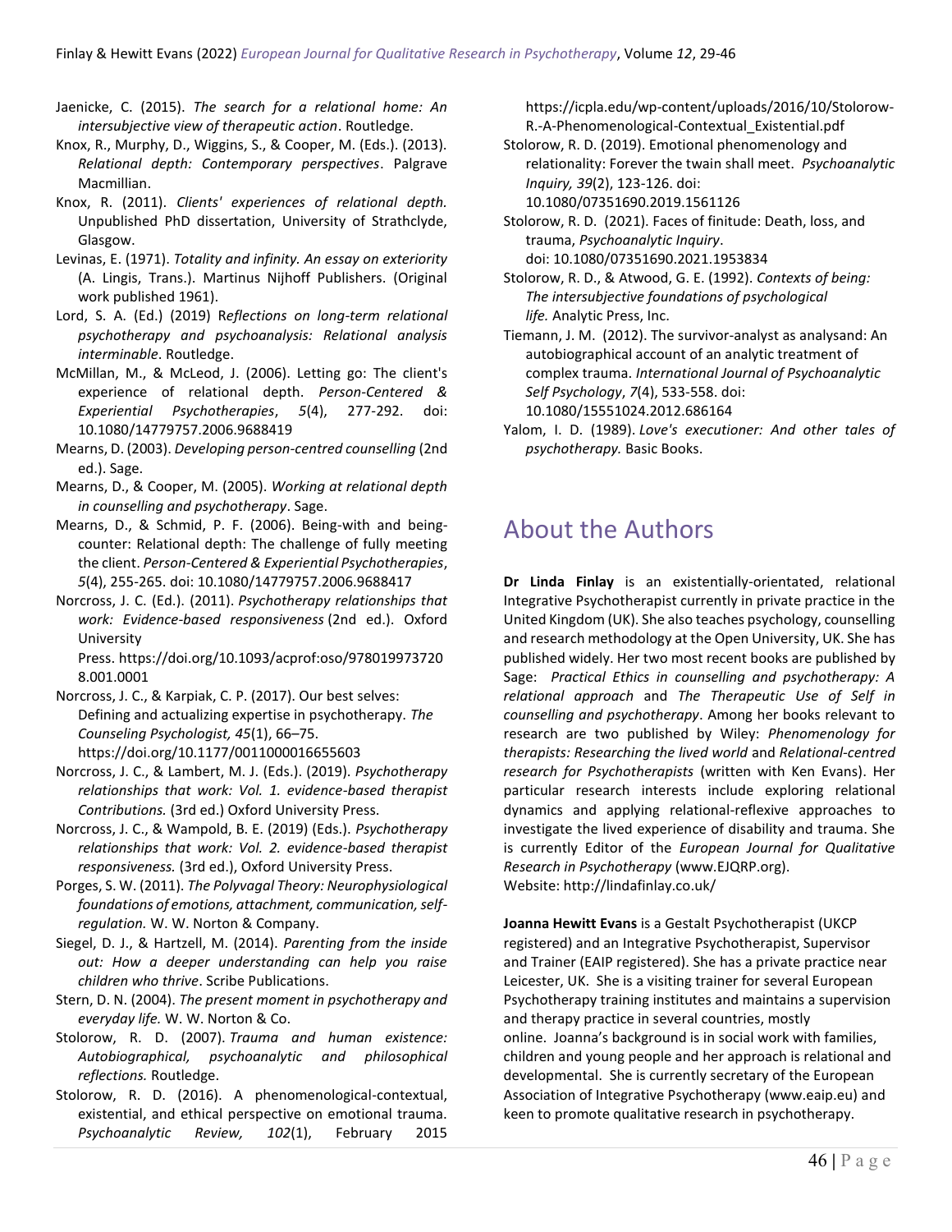Jaenicke, C. (2015). *The search for a relational home: An intersubjective view of therapeutic action*. Routledge.

Knox, R., Murphy, D., Wiggins, S., & Cooper, M. (Eds.). (2013). *Relational depth: Contemporary perspectives*. Palgrave Macmillian.

Knox, R. (2011). *Clients' experiences of relational depth.* Unpublished PhD dissertation, University of Strathclyde, Glasgow.

Levinas, E. (1971). *Totality and infinity. An essay on exteriority* (A. Lingis, Trans.). Martinus Nijhoff Publishers. (Original work published 1961).

Lord, S. A. (Ed.) (2019) R*eflections on long-term relational psychotherapy and psychoanalysis: Relational analysis interminable*. Routledge.

McMillan, M., & McLeod, J. (2006). Letting go: The client's experience of relational depth. *Person-Centered & Experiential Psychotherapies*, *5*(4), 277-292. doi: 10.1080/14779757.2006.9688419

Mearns, D. (2003). *Developing person-centred counselling* (2nd ed.). Sage.

Mearns, D., & Cooper, M. (2005). *Working at relational depth in counselling and psychotherapy*. Sage.

Mearns, D., & Schmid, P. F. (2006). Being-with and being-counter: Relational depth: The challenge of fully meeting the client. *Person-Centered & Experiential Psychotherapies*, *5*(4), 255-265. doi: 10.1080/14779757.2006.9688417

Norcross, J. C. (Ed.). (2011). *Psychotherapy relationships that work: Evidence-based responsiveness* (2nd ed.). Oxford University Press. https://doi.org/10.1093/acprof:oso/9780199737208.001.0001

Norcross, J. C., & Karpiak, C. P. (2017). Our best selves: Defining and actualizing expertise in psychotherapy. *The Counseling Psychologist, 45*(1), 66–75. https://doi.org/10.1177/0011000016655603

Norcross, J. C., & Lambert, M. J. (Eds.). (2019). *Psychotherapy relationships that work: Vol. 1. evidence-based therapist Contributions.* (3rd ed.) Oxford University Press.

Norcross, J. C., & Wampold, B. E. (2019) (Eds.). *Psychotherapy relationships that work: Vol. 2. evidence-based therapist responsiveness.* (3rd ed.), Oxford University Press.

Porges, S. W. (2011). *The Polyvagal Theory: Neurophysiological foundations of emotions, attachment, communication, self-regulation.* W. W. Norton & Company.

Siegel, D. J., & Hartzell, M. (2014). *Parenting from the inside out: How a deeper understanding can help you raise children who thrive*. Scribe Publications.

Stern, D. N. (2004). *The present moment in psychotherapy and everyday life.* W. W. Norton & Co.

Stolorow, R. D. (2007). *Trauma and human existence: Autobiographical, psychoanalytic and philosophical reflections.* Routledge.

Stolorow, R. D. (2016). A phenomenological-contextual, existential, and ethical perspective on emotional trauma. *Psychoanalytic Review, 102*(1), February 2015 https://icpla.edu/wp-content/uploads/2016/10/Stolorow-R.-A-Phenomenological-Contextual_Existential.pdf

Stolorow, R. D. (2019). Emotional phenomenology and relationality: Forever the twain shall meet. *Psychoanalytic Inquiry, 39*(2), 123-126. doi: 10.1080/07351690.2019.1561126

Stolorow, R. D. (2021). Faces of finitude: Death, loss, and trauma, *Psychoanalytic Inquiry*. doi: 10.1080/07351690.2021.1953834

Stolorow, R. D., & Atwood, G. E. (1992). *Contexts of being: The intersubjective foundations of psychological life.* Analytic Press, Inc.

Tiemann, J. M. (2012). The survivor-analyst as analysand: An autobiographical account of an analytic treatment of complex trauma. *International Journal of Psychoanalytic Self Psychology*, *7*(4), 533-558. doi: 10.1080/15551024.2012.686164

Yalom, I. D. (1989). *Love's executioner: And other tales of psychotherapy.* Basic Books.

# About the Authors

**Dr Linda Finlay** is an existentially-orientated, relational Integrative Psychotherapist currently in private practice in the United Kingdom (UK). She also teaches psychology, counselling and research methodology at the Open University, UK. She has published widely. Her two most recent books are published by Sage: *Practical Ethics in counselling and psychotherapy: A relational approach* and *The Therapeutic Use of Self in counselling and psychotherapy*. Among her books relevant to research are two published by Wiley: *Phenomenology for therapists: Researching the lived world* and *Relational-centred research for Psychotherapists* (written with Ken Evans). Her particular research interests include exploring relational dynamics and applying relational-reflexive approaches to investigate the lived experience of disability and trauma. She is currently Editor of the *European Journal for Qualitative Research in Psychotherapy* (www.EJQRP.org).
Website: http://lindafinlay.co.uk/

**Joanna Hewitt Evans** is a Gestalt Psychotherapist (UKCP registered) and an Integrative Psychotherapist, Supervisor and Trainer (EAIP registered). She has a private practice near Leicester, UK. She is a visiting trainer for several European Psychotherapy training institutes and maintains a supervision and therapy practice in several countries, mostly online. Joanna's background is in social work with families, children and young people and her approach is relational and developmental. She is currently secretary of the European Association of Integrative Psychotherapy (www.eaip.eu) and keen to promote qualitative research in psychotherapy.